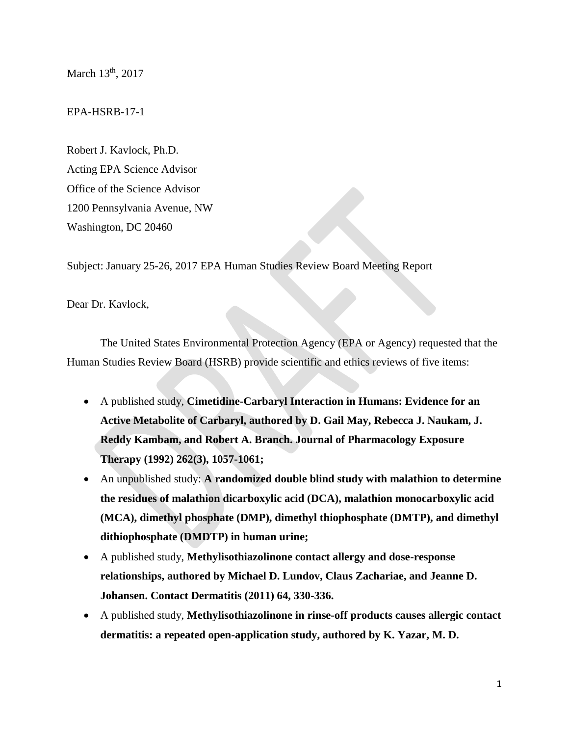March 13th, 2017

EPA-HSRB-17-1

Robert J. Kavlock, Ph.D.
Acting EPA Science Advisor
Office of the Science Advisor
1200 Pennsylvania Avenue, NW
Washington, DC 20460

Subject: January 25-26, 2017 EPA Human Studies Review Board Meeting Report

Dear Dr. Kavlock,

The United States Environmental Protection Agency (EPA or Agency) requested that the Human Studies Review Board (HSRB) provide scientific and ethics reviews of five items:

- A published study, **Cimetidine-Carbaryl Interaction in Humans: Evidence for an Active Metabolite of Carbaryl, authored by D. Gail May, Rebecca J. Naukam, J. Reddy Kambam, and Robert A. Branch. Journal of Pharmacology Exposure Therapy (1992) 262(3), 1057-1061;**
- An unpublished study: **A randomized double blind study with malathion to determine the residues of malathion dicarboxylic acid (DCA), malathion monocarboxylic acid (MCA), dimethyl phosphate (DMP), dimethyl thiophosphate (DMTP), and dimethyl dithiophosphate (DMDTP) in human urine;**
- A published study, **Methylisothiazolinone contact allergy and dose-response relationships, authored by Michael D. Lundov, Claus Zachariae, and Jeanne D. Johansen. Contact Dermatitis (2011) 64, 330-336.**
- A published study, **Methylisothiazolinone in rinse-off products causes allergic contact dermatitis: a repeated open-application study, authored by K. Yazar, M. D.**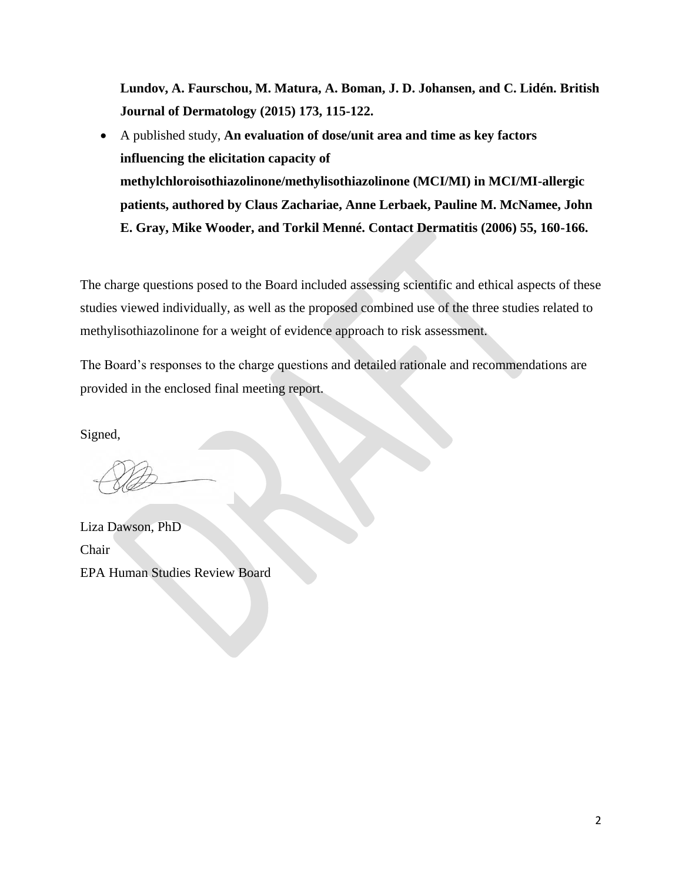**Lundov, A. Faurschou, M. Matura, A. Boman, J. D. Johansen, and C. Lidén. British Journal of Dermatology (2015) 173, 115-122.**

- A published study, **An evaluation of dose/unit area and time as key factors influencing the elicitation capacity of methylchloroisothiazolinone/methylisothiazolinone (MCI/MI) in MCI/MI-allergic patients, authored by Claus Zachariae, Anne Lerbaek, Pauline M. McNamee, John E. Gray, Mike Wooder, and Torkil Menné. Contact Dermatitis (2006) 55, 160-166.**

The charge questions posed to the Board included assessing scientific and ethical aspects of these studies viewed individually, as well as the proposed combined use of the three studies related to methylisothiazolinone for a weight of evidence approach to risk assessment.

The Board's responses to the charge questions and detailed rationale and recommendations are provided in the enclosed final meeting report.

Signed,

Liza Dawson, PhD
Chair
EPA Human Studies Review Board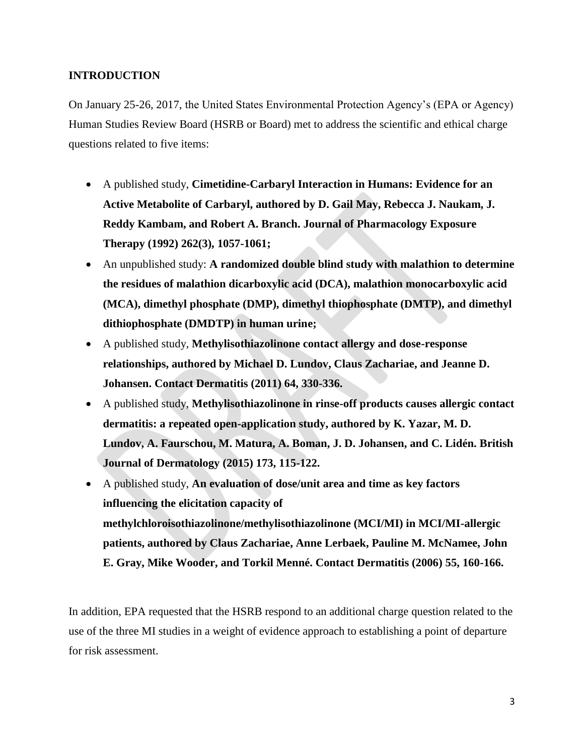## INTRODUCTION

On January 25-26, 2017, the United States Environmental Protection Agency's (EPA or Agency) Human Studies Review Board (HSRB or Board) met to address the scientific and ethical charge questions related to five items:

- A published study, **Cimetidine-Carbaryl Interaction in Humans: Evidence for an Active Metabolite of Carbaryl, authored by D. Gail May, Rebecca J. Naukam, J. Reddy Kambam, and Robert A. Branch. Journal of Pharmacology Exposure Therapy (1992) 262(3), 1057-1061;**
- An unpublished study: **A randomized double blind study with malathion to determine the residues of malathion dicarboxylic acid (DCA), malathion monocarboxylic acid (MCA), dimethyl phosphate (DMP), dimethyl thiophosphate (DMTP), and dimethyl dithiophosphate (DMDTP) in human urine;**
- A published study, **Methylisothiazolinone contact allergy and dose-response relationships, authored by Michael D. Lundov, Claus Zachariae, and Jeanne D. Johansen. Contact Dermatitis (2011) 64, 330-336.**
- A published study, **Methylisothiazolinone in rinse-off products causes allergic contact dermatitis: a repeated open-application study, authored by K. Yazar, M. D. Lundov, A. Faurschou, M. Matura, A. Boman, J. D. Johansen, and C. Lidén. British Journal of Dermatology (2015) 173, 115-122.**
- A published study, **An evaluation of dose/unit area and time as key factors influencing the elicitation capacity of methylchloroisothiazolinone/methylisothiazolinone (MCI/MI) in MCI/MI-allergic patients, authored by Claus Zachariae, Anne Lerbaek, Pauline M. McNamee, John E. Gray, Mike Wooder, and Torkil Menné. Contact Dermatitis (2006) 55, 160-166.**

In addition, EPA requested that the HSRB respond to an additional charge question related to the use of the three MI studies in a weight of evidence approach to establishing a point of departure for risk assessment.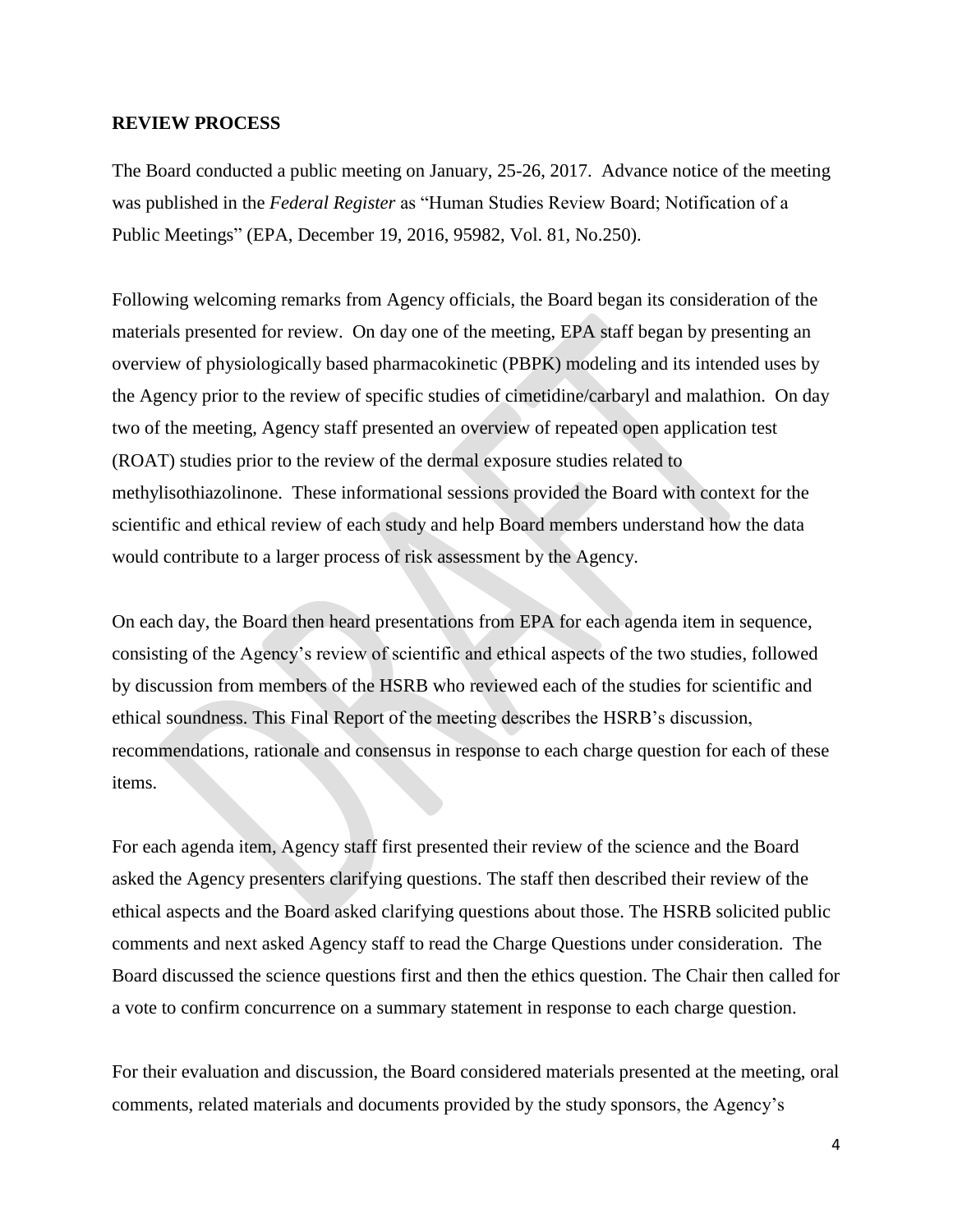## REVIEW PROCESS

The Board conducted a public meeting on January, 25-26, 2017. Advance notice of the meeting was published in the *Federal Register* as "Human Studies Review Board; Notification of a Public Meetings" (EPA, December 19, 2016, 95982, Vol. 81, No.250).

Following welcoming remarks from Agency officials, the Board began its consideration of the materials presented for review. On day one of the meeting, EPA staff began by presenting an overview of physiologically based pharmacokinetic (PBPK) modeling and its intended uses by the Agency prior to the review of specific studies of cimetidine/carbaryl and malathion. On day two of the meeting, Agency staff presented an overview of repeated open application test (ROAT) studies prior to the review of the dermal exposure studies related to methylisothiazolinone. These informational sessions provided the Board with context for the scientific and ethical review of each study and help Board members understand how the data would contribute to a larger process of risk assessment by the Agency.

On each day, the Board then heard presentations from EPA for each agenda item in sequence, consisting of the Agency's review of scientific and ethical aspects of the two studies, followed by discussion from members of the HSRB who reviewed each of the studies for scientific and ethical soundness. This Final Report of the meeting describes the HSRB's discussion, recommendations, rationale and consensus in response to each charge question for each of these items.

For each agenda item, Agency staff first presented their review of the science and the Board asked the Agency presenters clarifying questions. The staff then described their review of the ethical aspects and the Board asked clarifying questions about those. The HSRB solicited public comments and next asked Agency staff to read the Charge Questions under consideration. The Board discussed the science questions first and then the ethics question. The Chair then called for a vote to confirm concurrence on a summary statement in response to each charge question.

For their evaluation and discussion, the Board considered materials presented at the meeting, oral comments, related materials and documents provided by the study sponsors, the Agency's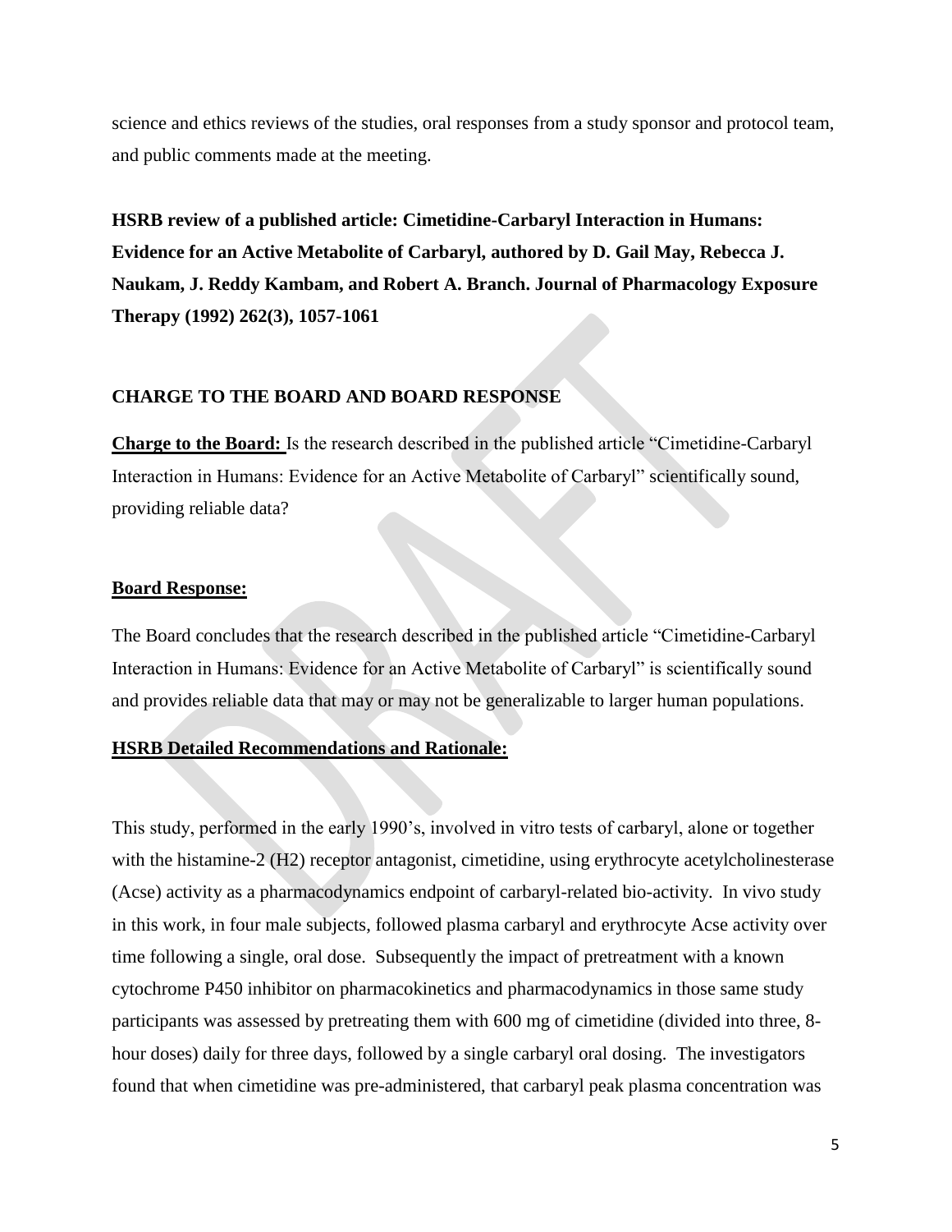science and ethics reviews of the studies, oral responses from a study sponsor and protocol team, and public comments made at the meeting.

**HSRB review of a published article: Cimetidine-Carbaryl Interaction in Humans: Evidence for an Active Metabolite of Carbaryl, authored by D. Gail May, Rebecca J. Naukam, J. Reddy Kambam, and Robert A. Branch. Journal of Pharmacology Exposure Therapy (1992) 262(3), 1057-1061**

## CHARGE TO THE BOARD AND BOARD RESPONSE

**Charge to the Board:** Is the research described in the published article "Cimetidine-Carbaryl Interaction in Humans: Evidence for an Active Metabolite of Carbaryl" scientifically sound, providing reliable data?

**Board Response:**

The Board concludes that the research described in the published article "Cimetidine-Carbaryl Interaction in Humans: Evidence for an Active Metabolite of Carbaryl" is scientifically sound and provides reliable data that may or may not be generalizable to larger human populations.

**HSRB Detailed Recommendations and Rationale:**

This study, performed in the early 1990's, involved in vitro tests of carbaryl, alone or together with the histamine-2 (H2) receptor antagonist, cimetidine, using erythrocyte acetylcholinesterase (Acse) activity as a pharmacodynamics endpoint of carbaryl-related bio-activity. In vivo study in this work, in four male subjects, followed plasma carbaryl and erythrocyte Acse activity over time following a single, oral dose. Subsequently the impact of pretreatment with a known cytochrome P450 inhibitor on pharmacokinetics and pharmacodynamics in those same study participants was assessed by pretreating them with 600 mg of cimetidine (divided into three, 8-hour doses) daily for three days, followed by a single carbaryl oral dosing. The investigators found that when cimetidine was pre-administered, that carbaryl peak plasma concentration was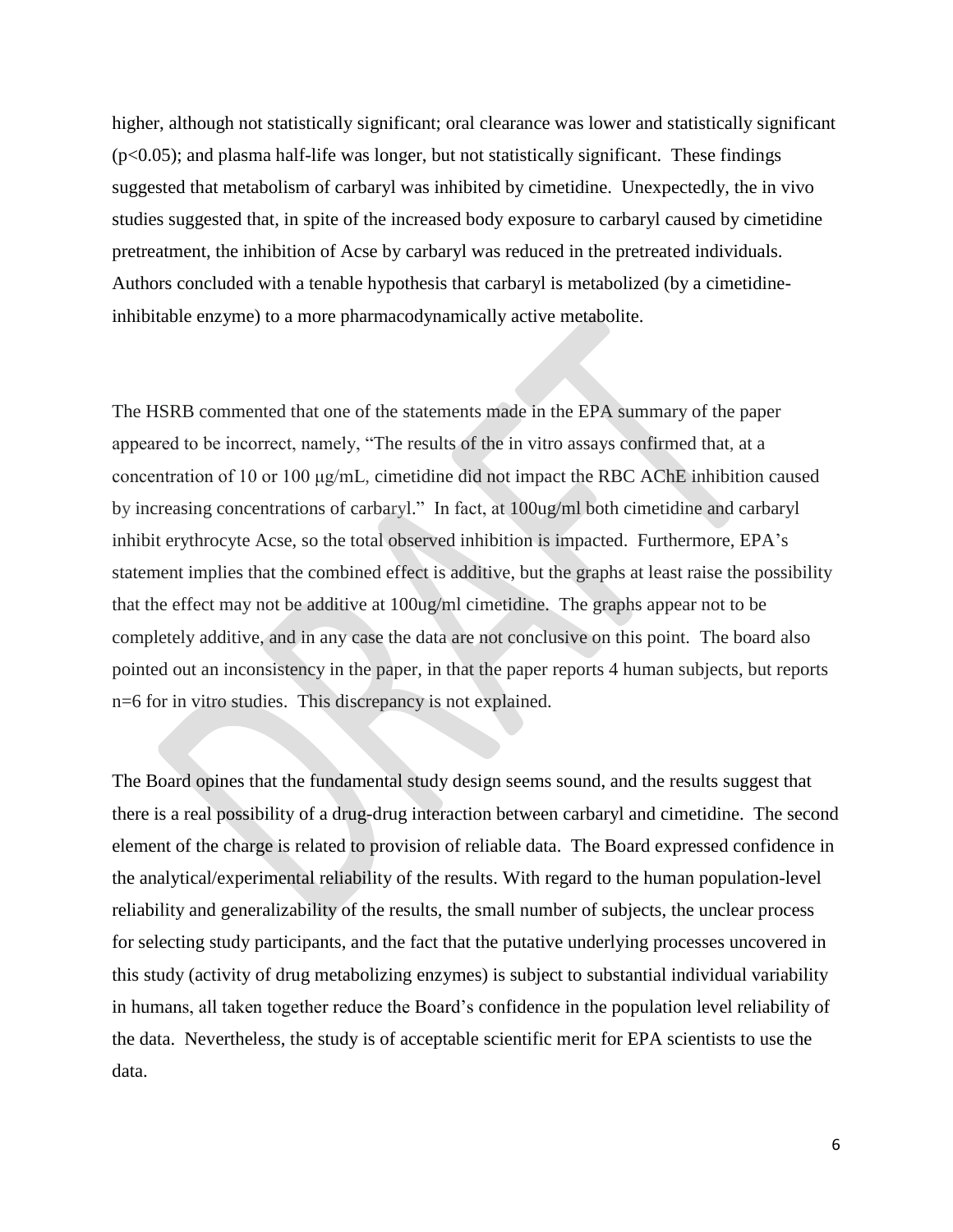higher, although not statistically significant; oral clearance was lower and statistically significant ($p<0.05$); and plasma half-life was longer, but not statistically significant. These findings suggested that metabolism of carbaryl was inhibited by cimetidine. Unexpectedly, the in vivo studies suggested that, in spite of the increased body exposure to carbaryl caused by cimetidine pretreatment, the inhibition of Acse by carbaryl was reduced in the pretreated individuals. Authors concluded with a tenable hypothesis that carbaryl is metabolized (by a cimetidine-inhibitable enzyme) to a more pharmacodynamically active metabolite.

The HSRB commented that one of the statements made in the EPA summary of the paper appeared to be incorrect, namely, "The results of the in vitro assays confirmed that, at a concentration of 10 or 100 μg/mL, cimetidine did not impact the RBC AChE inhibition caused by increasing concentrations of carbaryl." In fact, at 100ug/ml both cimetidine and carbaryl inhibit erythrocyte Acse, so the total observed inhibition is impacted. Furthermore, EPA's statement implies that the combined effect is additive, but the graphs at least raise the possibility that the effect may not be additive at 100ug/ml cimetidine. The graphs appear not to be completely additive, and in any case the data are not conclusive on this point. The board also pointed out an inconsistency in the paper, in that the paper reports 4 human subjects, but reports n=6 for in vitro studies. This discrepancy is not explained.

The Board opines that the fundamental study design seems sound, and the results suggest that there is a real possibility of a drug-drug interaction between carbaryl and cimetidine. The second element of the charge is related to provision of reliable data. The Board expressed confidence in the analytical/experimental reliability of the results. With regard to the human population-level reliability and generalizability of the results, the small number of subjects, the unclear process for selecting study participants, and the fact that the putative underlying processes uncovered in this study (activity of drug metabolizing enzymes) is subject to substantial individual variability in humans, all taken together reduce the Board's confidence in the population level reliability of the data. Nevertheless, the study is of acceptable scientific merit for EPA scientists to use the data.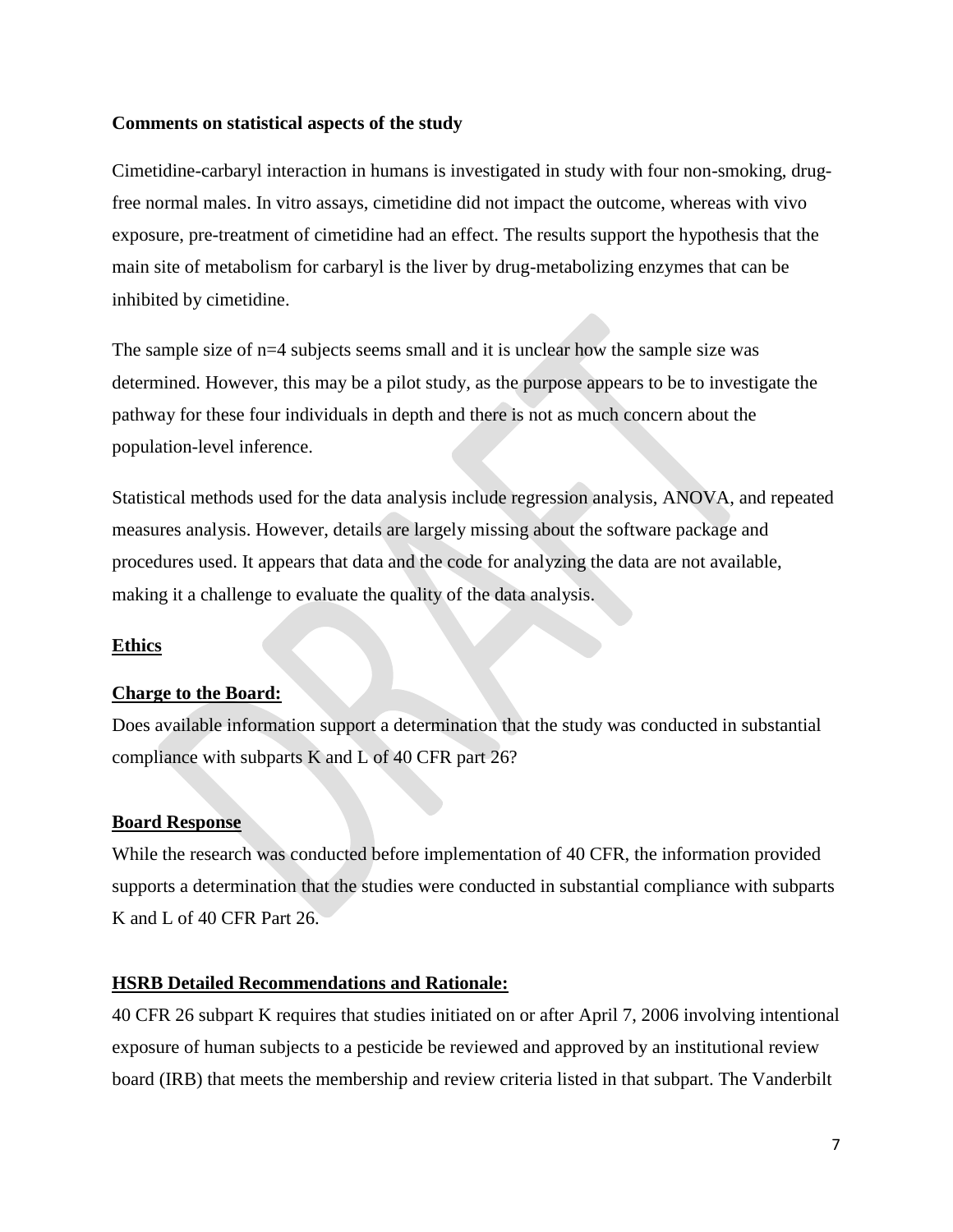**Comments on statistical aspects of the study**

Cimetidine-carbaryl interaction in humans is investigated in study with four non-smoking, drug-free normal males. In vitro assays, cimetidine did not impact the outcome, whereas with vivo exposure, pre-treatment of cimetidine had an effect. The results support the hypothesis that the main site of metabolism for carbaryl is the liver by drug-metabolizing enzymes that can be inhibited by cimetidine.

The sample size of n=4 subjects seems small and it is unclear how the sample size was determined. However, this may be a pilot study, as the purpose appears to be to investigate the pathway for these four individuals in depth and there is not as much concern about the population-level inference.

Statistical methods used for the data analysis include regression analysis, ANOVA, and repeated measures analysis. However, details are largely missing about the software package and procedures used. It appears that data and the code for analyzing the data are not available, making it a challenge to evaluate the quality of the data analysis.

## Ethics

### Charge to the Board:

Does available information support a determination that the study was conducted in substantial compliance with subparts K and L of 40 CFR part 26?

### Board Response

While the research was conducted before implementation of 40 CFR, the information provided supports a determination that the studies were conducted in substantial compliance with subparts K and L of 40 CFR Part 26.

### HSRB Detailed Recommendations and Rationale:

40 CFR 26 subpart K requires that studies initiated on or after April 7, 2006 involving intentional exposure of human subjects to a pesticide be reviewed and approved by an institutional review board (IRB) that meets the membership and review criteria listed in that subpart. The Vanderbilt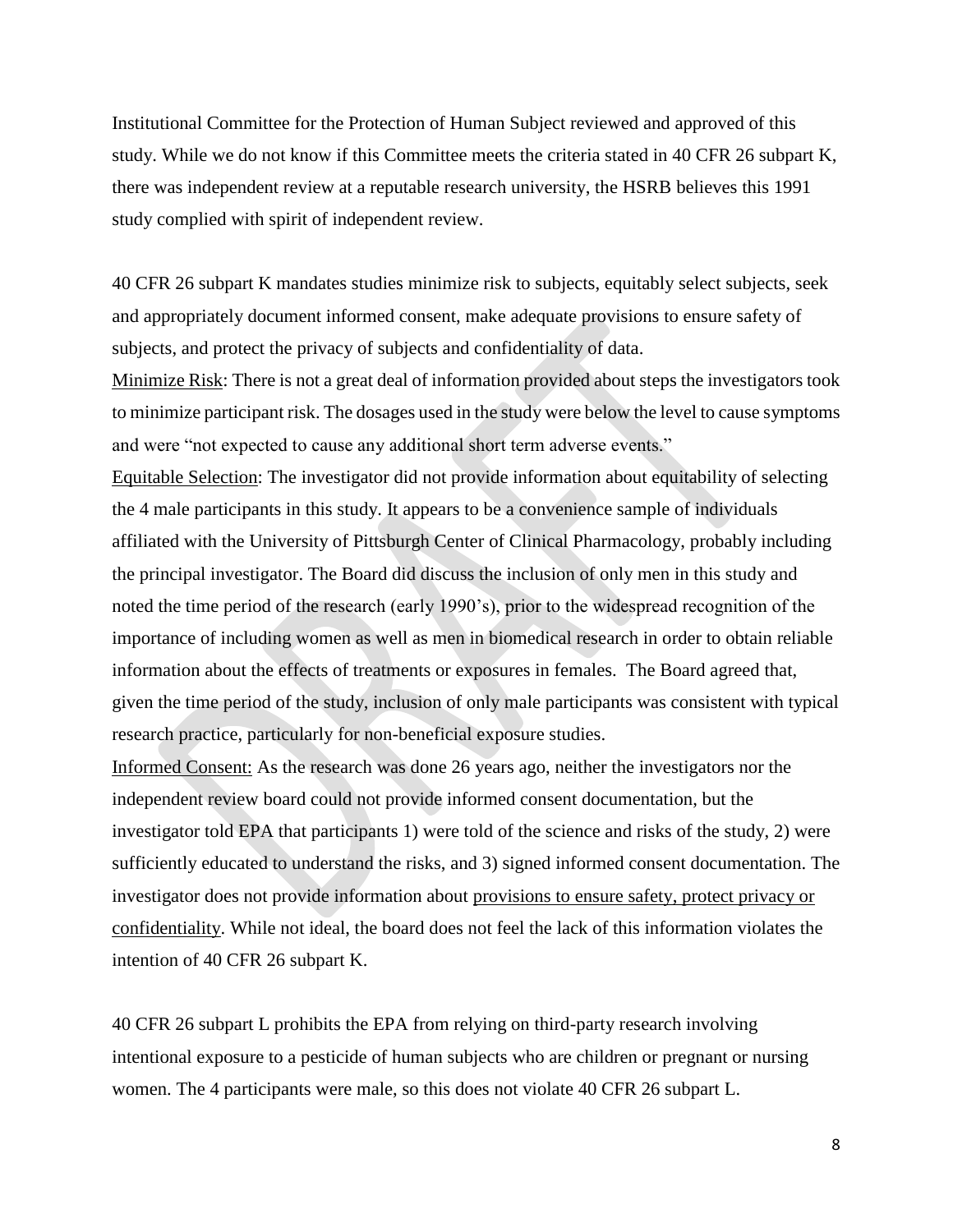Institutional Committee for the Protection of Human Subject reviewed and approved of this study. While we do not know if this Committee meets the criteria stated in 40 CFR 26 subpart K, there was independent review at a reputable research university, the HSRB believes this 1991 study complied with spirit of independent review.

40 CFR 26 subpart K mandates studies minimize risk to subjects, equitably select subjects, seek and appropriately document informed consent, make adequate provisions to ensure safety of subjects, and protect the privacy of subjects and confidentiality of data.

Minimize Risk: There is not a great deal of information provided about steps the investigators took to minimize participant risk. The dosages used in the study were below the level to cause symptoms and were "not expected to cause any additional short term adverse events."

Equitable Selection: The investigator did not provide information about equitability of selecting the 4 male participants in this study. It appears to be a convenience sample of individuals affiliated with the University of Pittsburgh Center of Clinical Pharmacology, probably including the principal investigator. The Board did discuss the inclusion of only men in this study and noted the time period of the research (early 1990's), prior to the widespread recognition of the importance of including women as well as men in biomedical research in order to obtain reliable information about the effects of treatments or exposures in females. The Board agreed that, given the time period of the study, inclusion of only male participants was consistent with typical research practice, particularly for non-beneficial exposure studies.

Informed Consent: As the research was done 26 years ago, neither the investigators nor the independent review board could not provide informed consent documentation, but the investigator told EPA that participants 1) were told of the science and risks of the study, 2) were sufficiently educated to understand the risks, and 3) signed informed consent documentation. The investigator does not provide information about provisions to ensure safety, protect privacy or confidentiality. While not ideal, the board does not feel the lack of this information violates the intention of 40 CFR 26 subpart K.

40 CFR 26 subpart L prohibits the EPA from relying on third-party research involving intentional exposure to a pesticide of human subjects who are children or pregnant or nursing women. The 4 participants were male, so this does not violate 40 CFR 26 subpart L.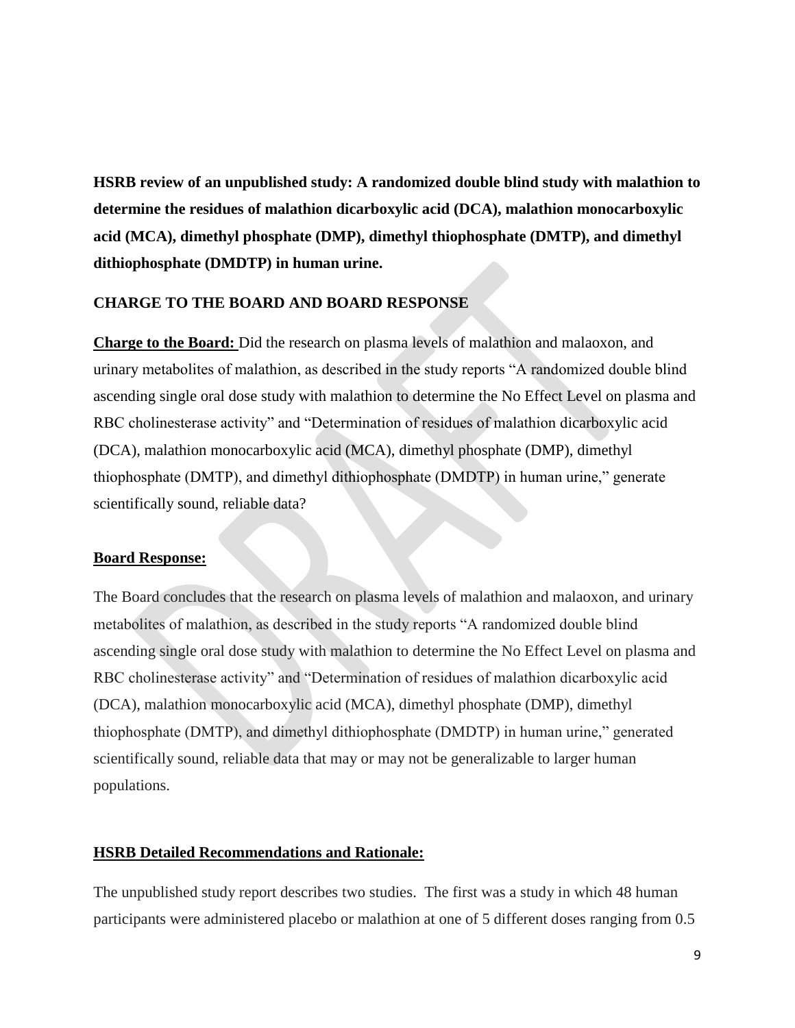**HSRB review of an unpublished study: A randomized double blind study with malathion to determine the residues of malathion dicarboxylic acid (DCA), malathion monocarboxylic acid (MCA), dimethyl phosphate (DMP), dimethyl thiophosphate (DMTP), and dimethyl dithiophosphate (DMDTP) in human urine.**

**CHARGE TO THE BOARD AND BOARD RESPONSE**

**Charge to the Board:** Did the research on plasma levels of malathion and malaoxon, and urinary metabolites of malathion, as described in the study reports "A randomized double blind ascending single oral dose study with malathion to determine the No Effect Level on plasma and RBC cholinesterase activity" and "Determination of residues of malathion dicarboxylic acid (DCA), malathion monocarboxylic acid (MCA), dimethyl phosphate (DMP), dimethyl thiophosphate (DMTP), and dimethyl dithiophosphate (DMDTP) in human urine," generate scientifically sound, reliable data?

**Board Response:**

The Board concludes that the research on plasma levels of malathion and malaoxon, and urinary metabolites of malathion, as described in the study reports "A randomized double blind ascending single oral dose study with malathion to determine the No Effect Level on plasma and RBC cholinesterase activity" and "Determination of residues of malathion dicarboxylic acid (DCA), malathion monocarboxylic acid (MCA), dimethyl phosphate (DMP), dimethyl thiophosphate (DMTP), and dimethyl dithiophosphate (DMDTP) in human urine," generated scientifically sound, reliable data that may or may not be generalizable to larger human populations.

**HSRB Detailed Recommendations and Rationale:**

The unpublished study report describes two studies. The first was a study in which 48 human participants were administered placebo or malathion at one of 5 different doses ranging from 0.5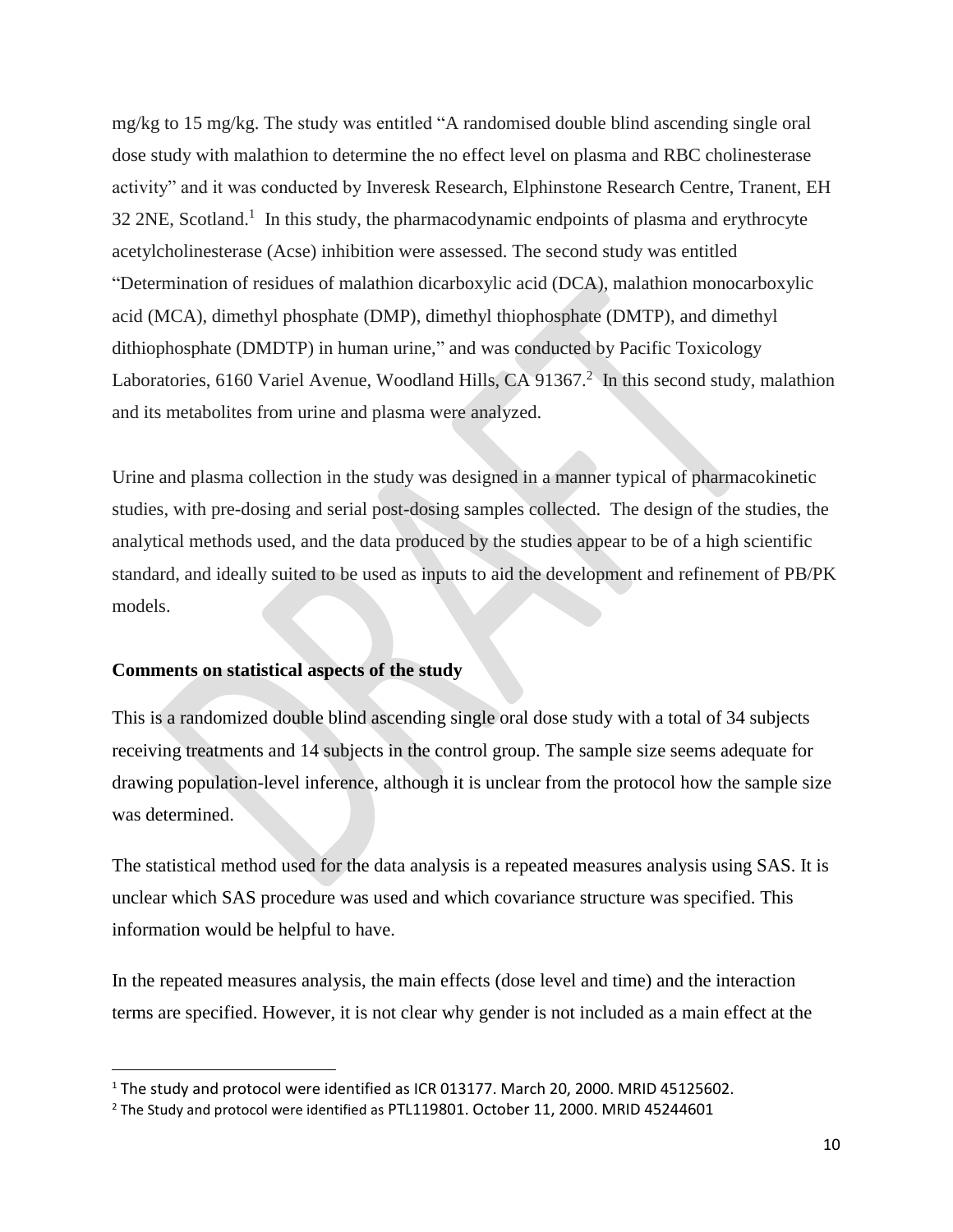mg/kg to 15 mg/kg. The study was entitled "A randomised double blind ascending single oral dose study with malathion to determine the no effect level on plasma and RBC cholinesterase activity" and it was conducted by Inveresk Research, Elphinstone Research Centre, Tranent, EH 32 2NE, Scotland.[1] In this study, the pharmacodynamic endpoints of plasma and erythrocyte acetylcholinesterase (Acse) inhibition were assessed. The second study was entitled "Determination of residues of malathion dicarboxylic acid (DCA), malathion monocarboxylic acid (MCA), dimethyl phosphate (DMP), dimethyl thiophosphate (DMTP), and dimethyl dithiophosphate (DMDTP) in human urine," and was conducted by Pacific Toxicology Laboratories, 6160 Variel Avenue, Woodland Hills, CA 91367.[2] In this second study, malathion and its metabolites from urine and plasma were analyzed.

Urine and plasma collection in the study was designed in a manner typical of pharmacokinetic studies, with pre-dosing and serial post-dosing samples collected. The design of the studies, the analytical methods used, and the data produced by the studies appear to be of a high scientific standard, and ideally suited to be used as inputs to aid the development and refinement of PB/PK models.

**Comments on statistical aspects of the study**

This is a randomized double blind ascending single oral dose study with a total of 34 subjects receiving treatments and 14 subjects in the control group. The sample size seems adequate for drawing population-level inference, although it is unclear from the protocol how the sample size was determined.

The statistical method used for the data analysis is a repeated measures analysis using SAS. It is unclear which SAS procedure was used and which covariance structure was specified. This information would be helpful to have.

In the repeated measures analysis, the main effects (dose level and time) and the interaction terms are specified. However, it is not clear why gender is not included as a main effect at the

---

[1] The study and protocol were identified as ICR 013177. March 20, 2000. MRID 45125602.

[2] The Study and protocol were identified as PTL119801. October 11, 2000. MRID 45244601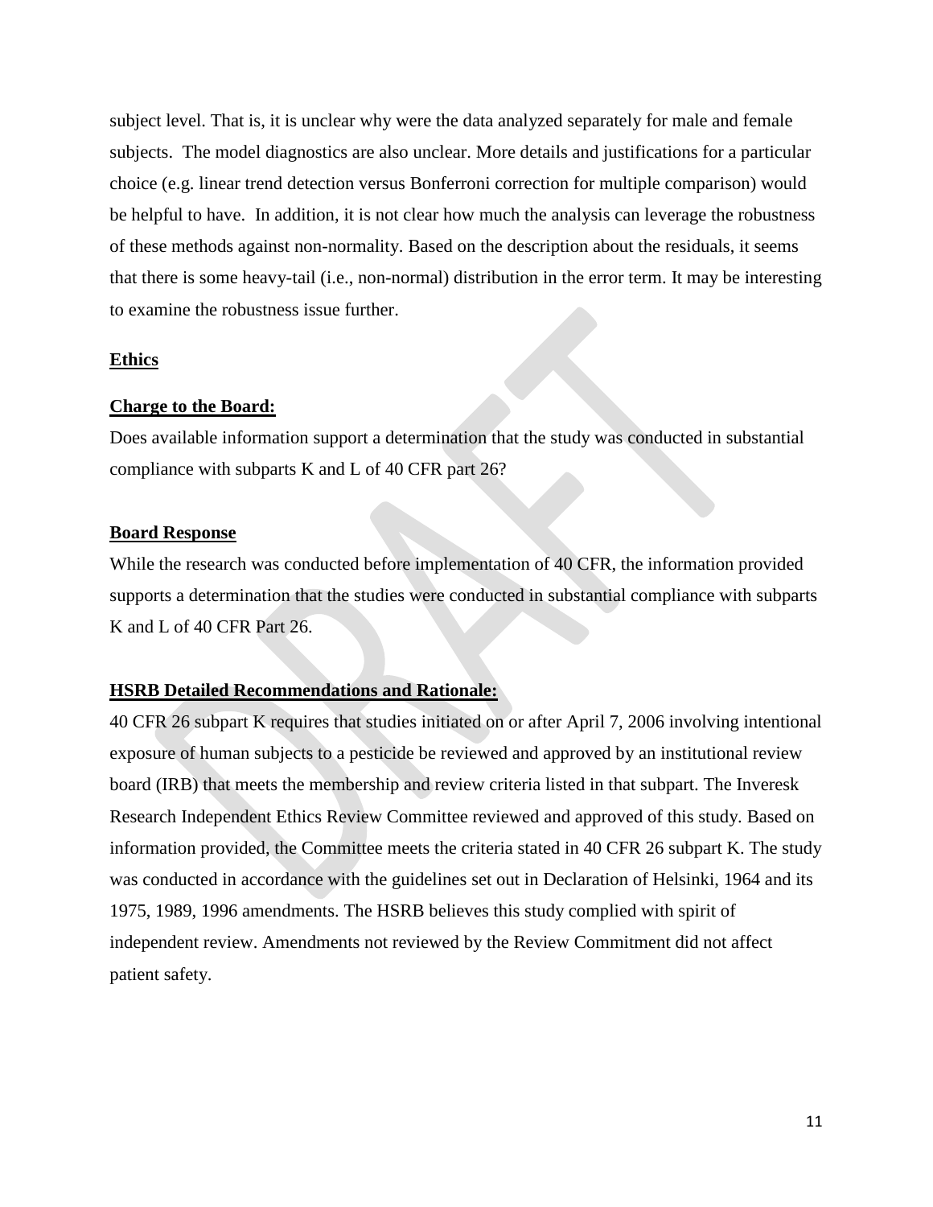subject level. That is, it is unclear why were the data analyzed separately for male and female subjects. The model diagnostics are also unclear. More details and justifications for a particular choice (e.g. linear trend detection versus Bonferroni correction for multiple comparison) would be helpful to have. In addition, it is not clear how much the analysis can leverage the robustness of these methods against non-normality. Based on the description about the residuals, it seems that there is some heavy-tail (i.e., non-normal) distribution in the error term. It may be interesting to examine the robustness issue further.

**Ethics**

**Charge to the Board:**

Does available information support a determination that the study was conducted in substantial compliance with subparts K and L of 40 CFR part 26?

**Board Response**

While the research was conducted before implementation of 40 CFR, the information provided supports a determination that the studies were conducted in substantial compliance with subparts K and L of 40 CFR Part 26.

**HSRB Detailed Recommendations and Rationale:**

40 CFR 26 subpart K requires that studies initiated on or after April 7, 2006 involving intentional exposure of human subjects to a pesticide be reviewed and approved by an institutional review board (IRB) that meets the membership and review criteria listed in that subpart. The Inveresk Research Independent Ethics Review Committee reviewed and approved of this study. Based on information provided, the Committee meets the criteria stated in 40 CFR 26 subpart K. The study was conducted in accordance with the guidelines set out in Declaration of Helsinki, 1964 and its 1975, 1989, 1996 amendments. The HSRB believes this study complied with spirit of independent review. Amendments not reviewed by the Review Commitment did not affect patient safety.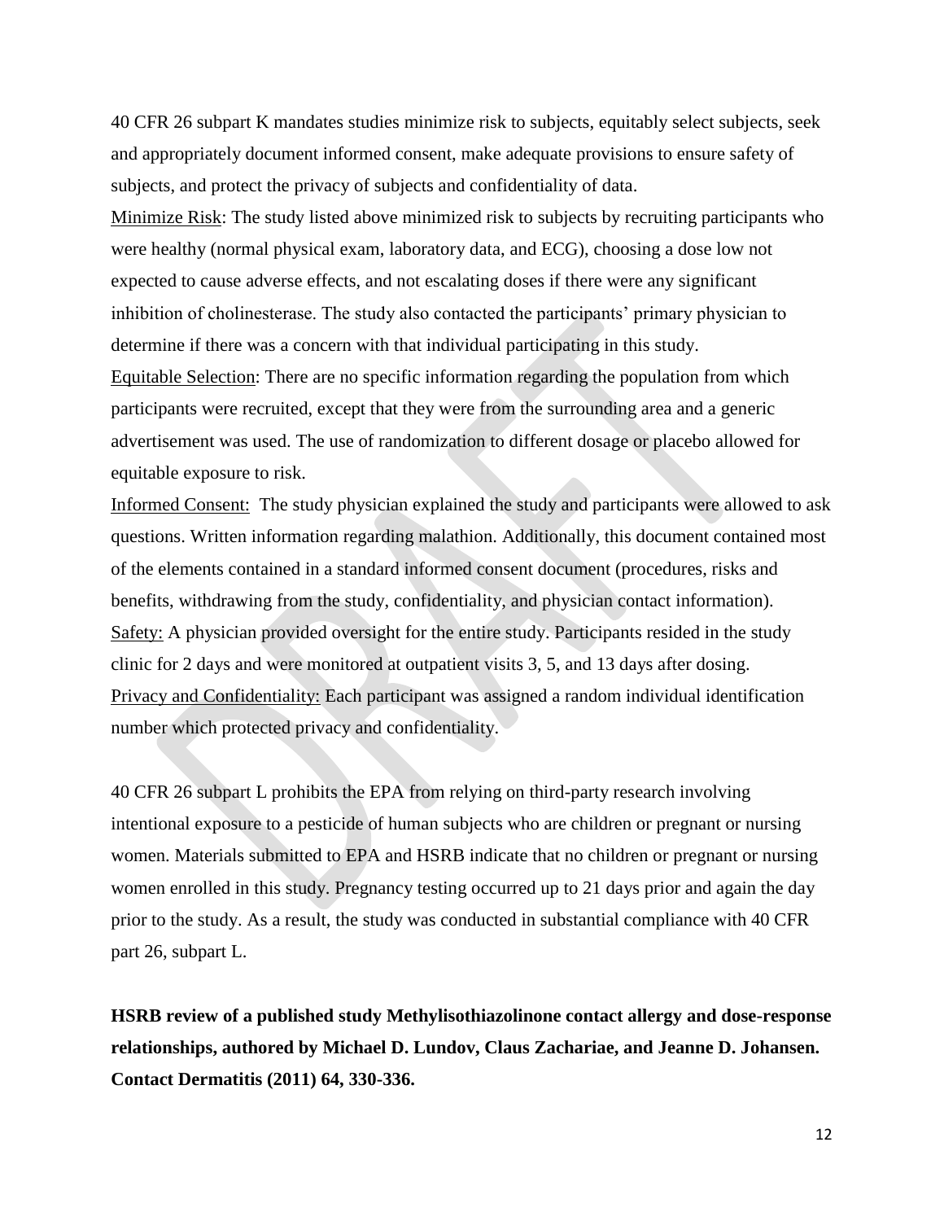40 CFR 26 subpart K mandates studies minimize risk to subjects, equitably select subjects, seek and appropriately document informed consent, make adequate provisions to ensure safety of subjects, and protect the privacy of subjects and confidentiality of data.

Minimize Risk: The study listed above minimized risk to subjects by recruiting participants who were healthy (normal physical exam, laboratory data, and ECG), choosing a dose low not expected to cause adverse effects, and not escalating doses if there were any significant inhibition of cholinesterase. The study also contacted the participants' primary physician to determine if there was a concern with that individual participating in this study.

Equitable Selection: There are no specific information regarding the population from which participants were recruited, except that they were from the surrounding area and a generic advertisement was used. The use of randomization to different dosage or placebo allowed for equitable exposure to risk.

Informed Consent: The study physician explained the study and participants were allowed to ask questions. Written information regarding malathion. Additionally, this document contained most of the elements contained in a standard informed consent document (procedures, risks and benefits, withdrawing from the study, confidentiality, and physician contact information).

Safety: A physician provided oversight for the entire study. Participants resided in the study clinic for 2 days and were monitored at outpatient visits 3, 5, and 13 days after dosing.

Privacy and Confidentiality: Each participant was assigned a random individual identification number which protected privacy and confidentiality.

40 CFR 26 subpart L prohibits the EPA from relying on third-party research involving intentional exposure to a pesticide of human subjects who are children or pregnant or nursing women. Materials submitted to EPA and HSRB indicate that no children or pregnant or nursing women enrolled in this study. Pregnancy testing occurred up to 21 days prior and again the day prior to the study. As a result, the study was conducted in substantial compliance with 40 CFR part 26, subpart L.

**HSRB review of a published study Methylisothiazolinone contact allergy and dose-response relationships, authored by Michael D. Lundov, Claus Zachariae, and Jeanne D. Johansen. Contact Dermatitis (2011) 64, 330-336.**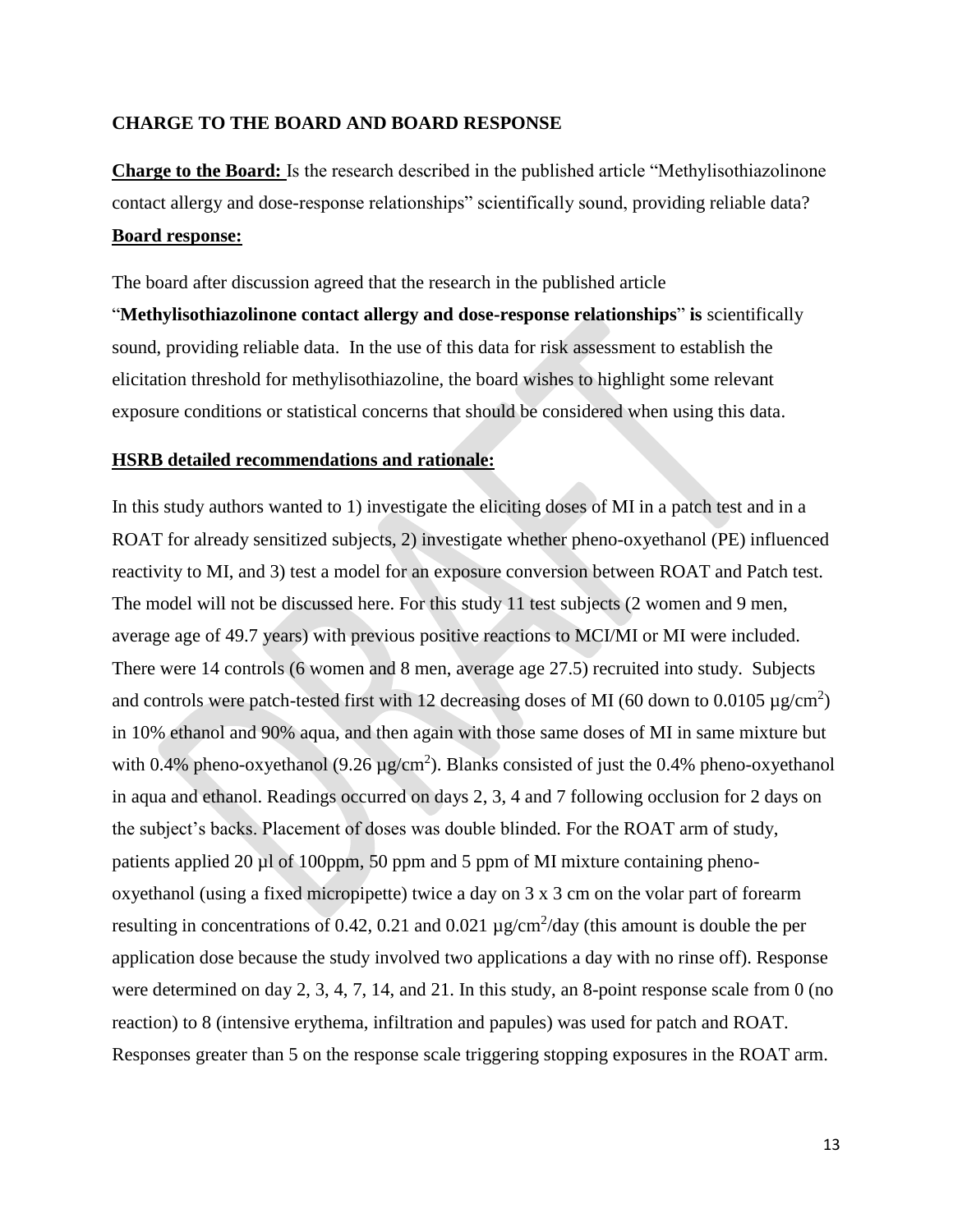## CHARGE TO THE BOARD AND BOARD RESPONSE

**Charge to the Board:** Is the research described in the published article "Methylisothiazolinone contact allergy and dose-response relationships" scientifically sound, providing reliable data?

**Board response:**

The board after discussion agreed that the research in the published article "**Methylisothiazolinone contact allergy and dose-response relationships**" **is** scientifically sound, providing reliable data. In the use of this data for risk assessment to establish the elicitation threshold for methylisothiazoline, the board wishes to highlight some relevant exposure conditions or statistical concerns that should be considered when using this data.

**HSRB detailed recommendations and rationale:**

In this study authors wanted to 1) investigate the eliciting doses of MI in a patch test and in a ROAT for already sensitized subjects, 2) investigate whether pheno-oxyethanol (PE) influenced reactivity to MI, and 3) test a model for an exposure conversion between ROAT and Patch test. The model will not be discussed here. For this study 11 test subjects (2 women and 9 men, average age of 49.7 years) with previous positive reactions to MCI/MI or MI were included. There were 14 controls (6 women and 8 men, average age 27.5) recruited into study. Subjects and controls were patch-tested first with 12 decreasing doses of MI (60 down to 0.0105 µg/cm$^2$) in 10% ethanol and 90% aqua, and then again with those same doses of MI in same mixture but with 0.4% pheno-oxyethanol (9.26 µg/cm$^2$). Blanks consisted of just the 0.4% pheno-oxyethanol in aqua and ethanol. Readings occurred on days 2, 3, 4 and 7 following occlusion for 2 days on the subject's backs. Placement of doses was double blinded. For the ROAT arm of study, patients applied 20 µl of 100ppm, 50 ppm and 5 ppm of MI mixture containing pheno-oxyethanol (using a fixed micropipette) twice a day on 3 x 3 cm on the volar part of forearm resulting in concentrations of 0.42, 0.21 and 0.021 µg/cm$^2$/day (this amount is double the per application dose because the study involved two applications a day with no rinse off). Response were determined on day 2, 3, 4, 7, 14, and 21. In this study, an 8-point response scale from 0 (no reaction) to 8 (intensive erythema, infiltration and papules) was used for patch and ROAT. Responses greater than 5 on the response scale triggering stopping exposures in the ROAT arm.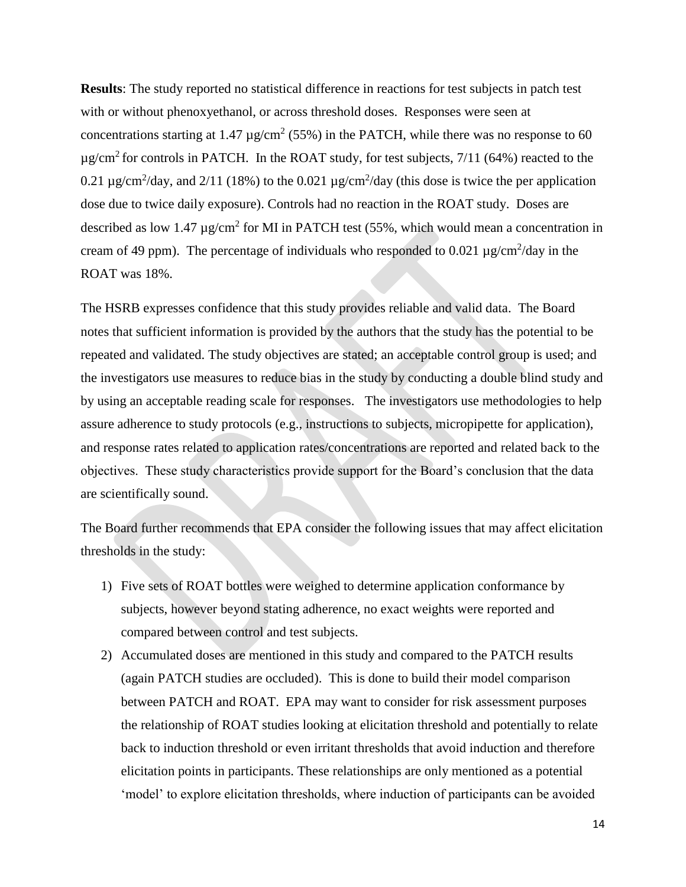**Results**: The study reported no statistical difference in reactions for test subjects in patch test with or without phenoxyethanol, or across threshold doses. Responses were seen at concentrations starting at 1.47 $\mu g/cm^2$ (55%) in the PATCH, while there was no response to 60 $\mu g/cm^2$ for controls in PATCH. In the ROAT study, for test subjects, 7/11 (64%) reacted to the 0.21 $\mu g/cm^2/day$, and 2/11 (18%) to the 0.021 $\mu g/cm^2/day$ (this dose is twice the per application dose due to twice daily exposure). Controls had no reaction in the ROAT study. Doses are described as low 1.47 $\mu g/cm^2$ for MI in PATCH test (55%, which would mean a concentration in cream of 49 ppm). The percentage of individuals who responded to 0.021 $\mu g/cm^2/day$ in the ROAT was 18%.

The HSRB expresses confidence that this study provides reliable and valid data. The Board notes that sufficient information is provided by the authors that the study has the potential to be repeated and validated. The study objectives are stated; an acceptable control group is used; and the investigators use measures to reduce bias in the study by conducting a double blind study and by using an acceptable reading scale for responses. The investigators use methodologies to help assure adherence to study protocols (e.g., instructions to subjects, micropipette for application), and response rates related to application rates/concentrations are reported and related back to the objectives. These study characteristics provide support for the Board's conclusion that the data are scientifically sound.

The Board further recommends that EPA consider the following issues that may affect elicitation thresholds in the study:

1) Five sets of ROAT bottles were weighed to determine application conformance by subjects, however beyond stating adherence, no exact weights were reported and compared between control and test subjects.
2) Accumulated doses are mentioned in this study and compared to the PATCH results (again PATCH studies are occluded). This is done to build their model comparison between PATCH and ROAT. EPA may want to consider for risk assessment purposes the relationship of ROAT studies looking at elicitation threshold and potentially to relate back to induction threshold or even irritant thresholds that avoid induction and therefore elicitation points in participants. These relationships are only mentioned as a potential 'model' to explore elicitation thresholds, where induction of participants can be avoided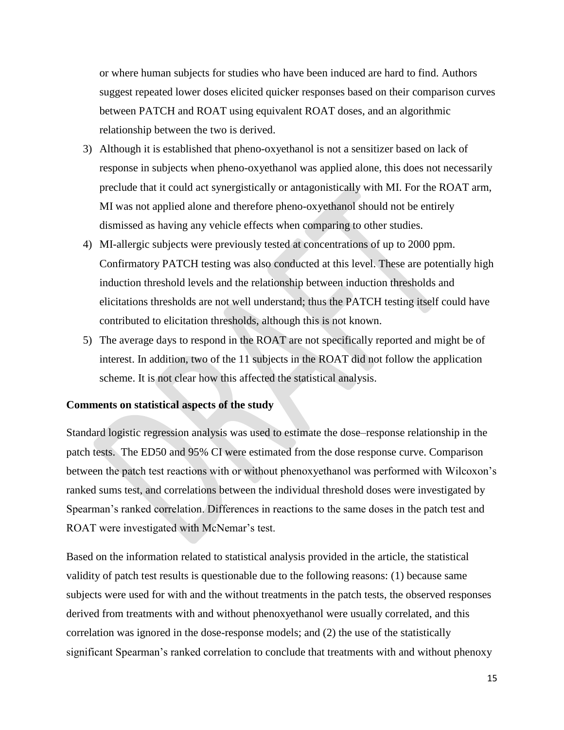or where human subjects for studies who have been induced are hard to find. Authors suggest repeated lower doses elicited quicker responses based on their comparison curves between PATCH and ROAT using equivalent ROAT doses, and an algorithmic relationship between the two is derived.

3) Although it is established that pheno-oxyethanol is not a sensitizer based on lack of response in subjects when pheno-oxyethanol was applied alone, this does not necessarily preclude that it could act synergistically or antagonistically with MI. For the ROAT arm, MI was not applied alone and therefore pheno-oxyethanol should not be entirely dismissed as having any vehicle effects when comparing to other studies.
4) MI-allergic subjects were previously tested at concentrations of up to 2000 ppm. Confirmatory PATCH testing was also conducted at this level. These are potentially high induction threshold levels and the relationship between induction thresholds and elicitations thresholds are not well understand; thus the PATCH testing itself could have contributed to elicitation thresholds, although this is not known.
5) The average days to respond in the ROAT are not specifically reported and might be of interest. In addition, two of the 11 subjects in the ROAT did not follow the application scheme. It is not clear how this affected the statistical analysis.

**Comments on statistical aspects of the study**

Standard logistic regression analysis was used to estimate the dose–response relationship in the patch tests. The ED50 and 95% CI were estimated from the dose response curve. Comparison between the patch test reactions with or without phenoxyethanol was performed with Wilcoxon's ranked sums test, and correlations between the individual threshold doses were investigated by Spearman's ranked correlation. Differences in reactions to the same doses in the patch test and ROAT were investigated with McNemar's test.

Based on the information related to statistical analysis provided in the article, the statistical validity of patch test results is questionable due to the following reasons: (1) because same subjects were used for with and the without treatments in the patch tests, the observed responses derived from treatments with and without phenoxyethanol were usually correlated, and this correlation was ignored in the dose-response models; and (2) the use of the statistically significant Spearman's ranked correlation to conclude that treatments with and without phenoxy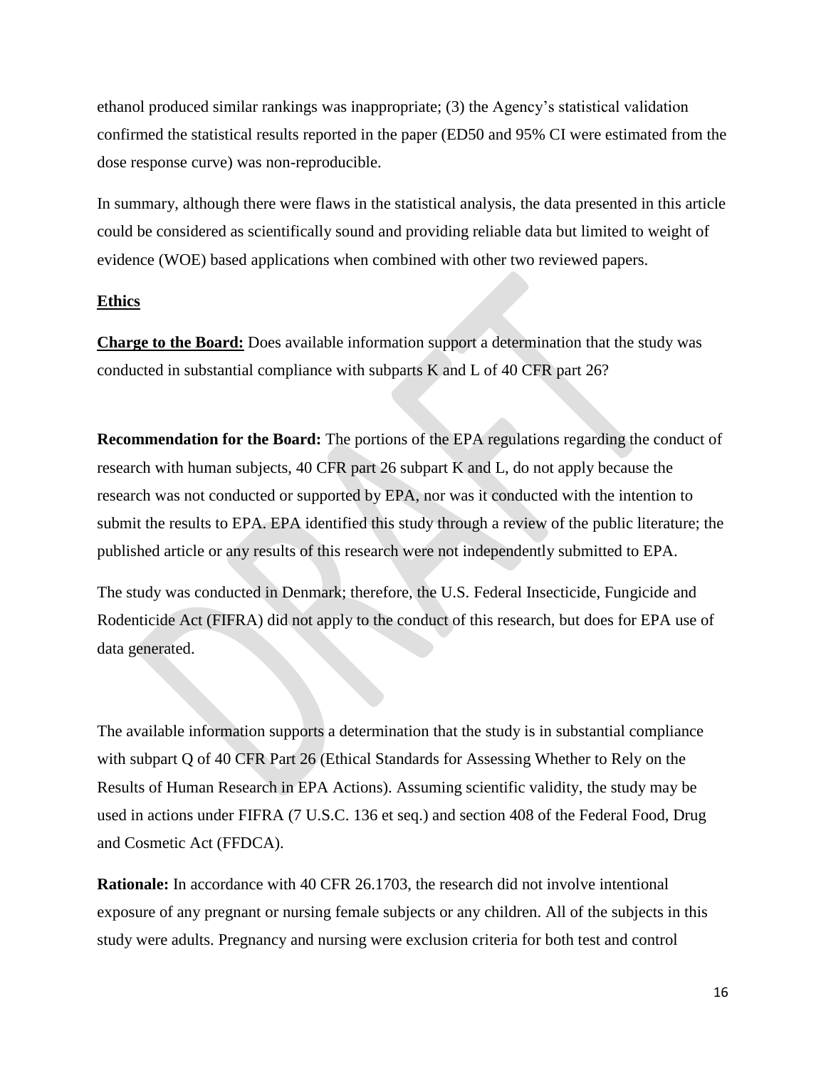ethanol produced similar rankings was inappropriate; (3) the Agency's statistical validation confirmed the statistical results reported in the paper (ED50 and 95% CI were estimated from the dose response curve) was non-reproducible.

In summary, although there were flaws in the statistical analysis, the data presented in this article could be considered as scientifically sound and providing reliable data but limited to weight of evidence (WOE) based applications when combined with other two reviewed papers.

**Ethics**

**Charge to the Board:** Does available information support a determination that the study was conducted in substantial compliance with subparts K and L of 40 CFR part 26?

**Recommendation for the Board:** The portions of the EPA regulations regarding the conduct of research with human subjects, 40 CFR part 26 subpart K and L, do not apply because the research was not conducted or supported by EPA, nor was it conducted with the intention to submit the results to EPA. EPA identified this study through a review of the public literature; the published article or any results of this research were not independently submitted to EPA.

The study was conducted in Denmark; therefore, the U.S. Federal Insecticide, Fungicide and Rodenticide Act (FIFRA) did not apply to the conduct of this research, but does for EPA use of data generated.

The available information supports a determination that the study is in substantial compliance with subpart Q of 40 CFR Part 26 (Ethical Standards for Assessing Whether to Rely on the Results of Human Research in EPA Actions). Assuming scientific validity, the study may be used in actions under FIFRA (7 U.S.C. 136 et seq.) and section 408 of the Federal Food, Drug and Cosmetic Act (FFDCA).

**Rationale:** In accordance with 40 CFR 26.1703, the research did not involve intentional exposure of any pregnant or nursing female subjects or any children. All of the subjects in this study were adults. Pregnancy and nursing were exclusion criteria for both test and control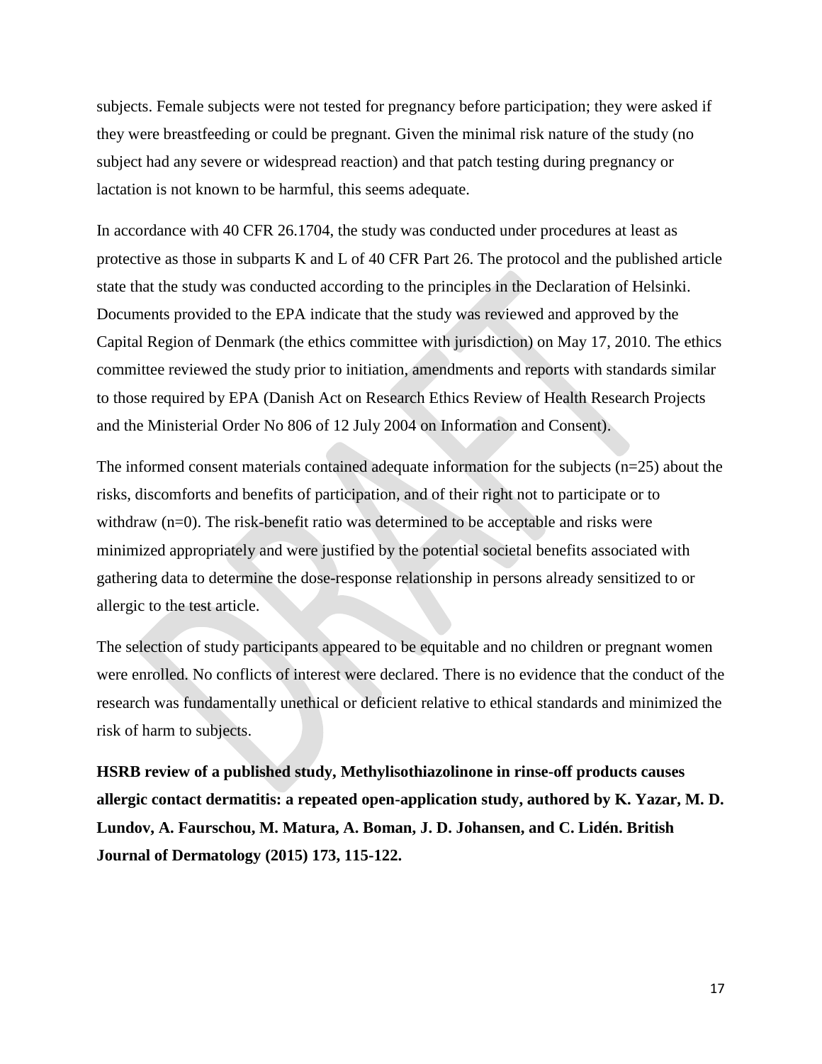subjects. Female subjects were not tested for pregnancy before participation; they were asked if they were breastfeeding or could be pregnant. Given the minimal risk nature of the study (no subject had any severe or widespread reaction) and that patch testing during pregnancy or lactation is not known to be harmful, this seems adequate.

In accordance with 40 CFR 26.1704, the study was conducted under procedures at least as protective as those in subparts K and L of 40 CFR Part 26. The protocol and the published article state that the study was conducted according to the principles in the Declaration of Helsinki. Documents provided to the EPA indicate that the study was reviewed and approved by the Capital Region of Denmark (the ethics committee with jurisdiction) on May 17, 2010. The ethics committee reviewed the study prior to initiation, amendments and reports with standards similar to those required by EPA (Danish Act on Research Ethics Review of Health Research Projects and the Ministerial Order No 806 of 12 July 2004 on Information and Consent).

The informed consent materials contained adequate information for the subjects (n=25) about the risks, discomforts and benefits of participation, and of their right not to participate or to withdraw (n=0). The risk-benefit ratio was determined to be acceptable and risks were minimized appropriately and were justified by the potential societal benefits associated with gathering data to determine the dose-response relationship in persons already sensitized to or allergic to the test article.

The selection of study participants appeared to be equitable and no children or pregnant women were enrolled. No conflicts of interest were declared. There is no evidence that the conduct of the research was fundamentally unethical or deficient relative to ethical standards and minimized the risk of harm to subjects.

**HSRB review of a published study, Methylisothiazolinone in rinse-off products causes allergic contact dermatitis: a repeated open-application study, authored by K. Yazar, M. D. Lundov, A. Faurschou, M. Matura, A. Boman, J. D. Johansen, and C. Lidén. British Journal of Dermatology (2015) 173, 115-122.**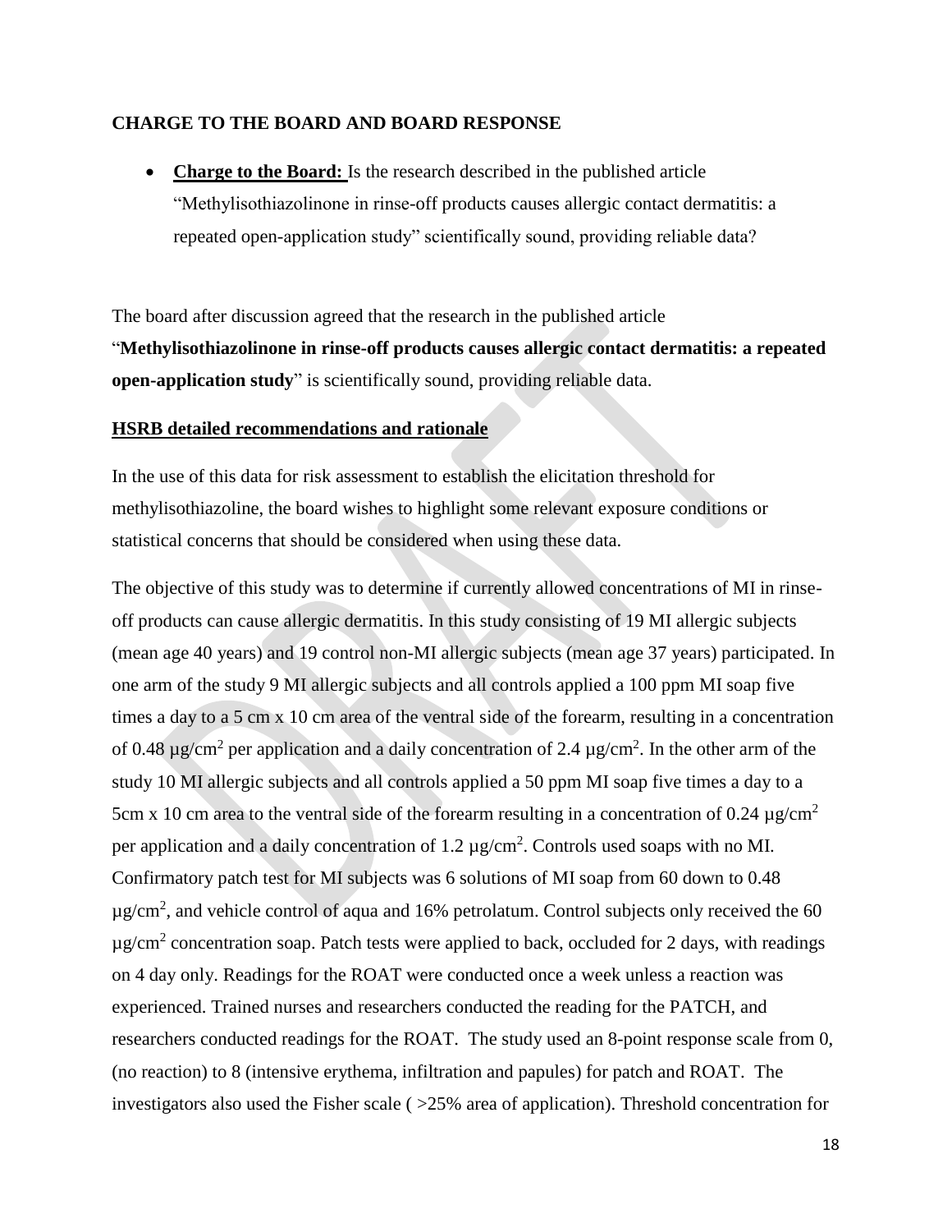## CHARGE TO THE BOARD AND BOARD RESPONSE

- **Charge to the Board:** Is the research described in the published article "Methylisothiazolinone in rinse-off products causes allergic contact dermatitis: a repeated open-application study" scientifically sound, providing reliable data?

The board after discussion agreed that the research in the published article "**Methylisothiazolinone in rinse-off products causes allergic contact dermatitis: a repeated open-application study**" is scientifically sound, providing reliable data.

**HSRB detailed recommendations and rationale**

In the use of this data for risk assessment to establish the elicitation threshold for methylisothiazoline, the board wishes to highlight some relevant exposure conditions or statistical concerns that should be considered when using these data.

The objective of this study was to determine if currently allowed concentrations of MI in rinse-off products can cause allergic dermatitis. In this study consisting of 19 MI allergic subjects (mean age 40 years) and 19 control non-MI allergic subjects (mean age 37 years) participated. In one arm of the study 9 MI allergic subjects and all controls applied a 100 ppm MI soap five times a day to a 5 cm x 10 cm area of the ventral side of the forearm, resulting in a concentration of 0.48 $\mu g/cm^2$ per application and a daily concentration of 2.4 $\mu g/cm^2$. In the other arm of the study 10 MI allergic subjects and all controls applied a 50 ppm MI soap five times a day to a 5cm x 10 cm area to the ventral side of the forearm resulting in a concentration of 0.24 $\mu g/cm^2$ per application and a daily concentration of 1.2 $\mu g/cm^2$. Controls used soaps with no MI. Confirmatory patch test for MI subjects was 6 solutions of MI soap from 60 down to 0.48 $\mu g/cm^2$, and vehicle control of aqua and 16% petrolatum. Control subjects only received the 60 $\mu g/cm^2$ concentration soap. Patch tests were applied to back, occluded for 2 days, with readings on 4 day only. Readings for the ROAT were conducted once a week unless a reaction was experienced. Trained nurses and researchers conducted the reading for the PATCH, and researchers conducted readings for the ROAT. The study used an 8-point response scale from 0, (no reaction) to 8 (intensive erythema, infiltration and papules) for patch and ROAT. The investigators also used the Fisher scale ( >25% area of application). Threshold concentration for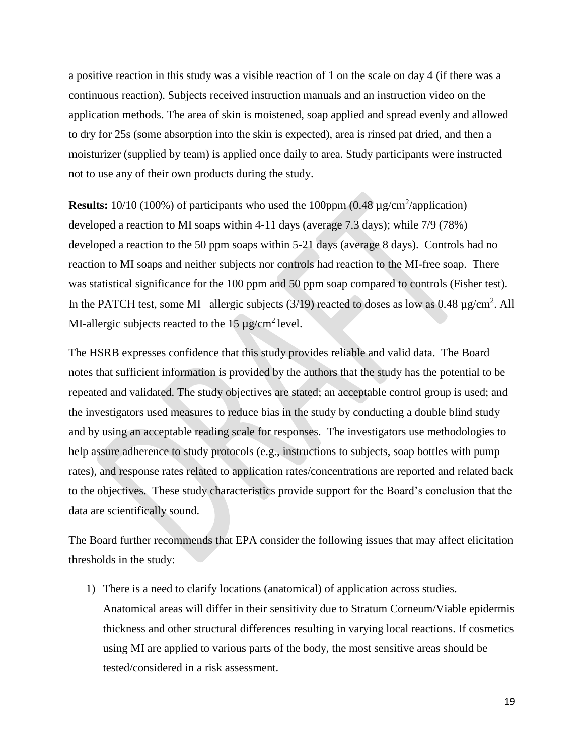a positive reaction in this study was a visible reaction of 1 on the scale on day 4 (if there was a continuous reaction). Subjects received instruction manuals and an instruction video on the application methods. The area of skin is moistened, soap applied and spread evenly and allowed to dry for 25s (some absorption into the skin is expected), area is rinsed pat dried, and then a moisturizer (supplied by team) is applied once daily to area. Study participants were instructed not to use any of their own products during the study.

**Results:** 10/10 (100%) of participants who used the 100ppm (0.48 µg/cm$^2$/application) developed a reaction to MI soaps within 4-11 days (average 7.3 days); while 7/9 (78%) developed a reaction to the 50 ppm soaps within 5-21 days (average 8 days). Controls had no reaction to MI soaps and neither subjects nor controls had reaction to the MI-free soap. There was statistical significance for the 100 ppm and 50 ppm soap compared to controls (Fisher test). In the PATCH test, some MI –allergic subjects (3/19) reacted to doses as low as 0.48 µg/cm$^2$. All MI-allergic subjects reacted to the 15 µg/cm$^2$ level.

The HSRB expresses confidence that this study provides reliable and valid data. The Board notes that sufficient information is provided by the authors that the study has the potential to be repeated and validated. The study objectives are stated; an acceptable control group is used; and the investigators used measures to reduce bias in the study by conducting a double blind study and by using an acceptable reading scale for responses. The investigators use methodologies to help assure adherence to study protocols (e.g., instructions to subjects, soap bottles with pump rates), and response rates related to application rates/concentrations are reported and related back to the objectives. These study characteristics provide support for the Board's conclusion that the data are scientifically sound.

The Board further recommends that EPA consider the following issues that may affect elicitation thresholds in the study:

1) There is a need to clarify locations (anatomical) of application across studies. Anatomical areas will differ in their sensitivity due to Stratum Corneum/Viable epidermis thickness and other structural differences resulting in varying local reactions. If cosmetics using MI are applied to various parts of the body, the most sensitive areas should be tested/considered in a risk assessment.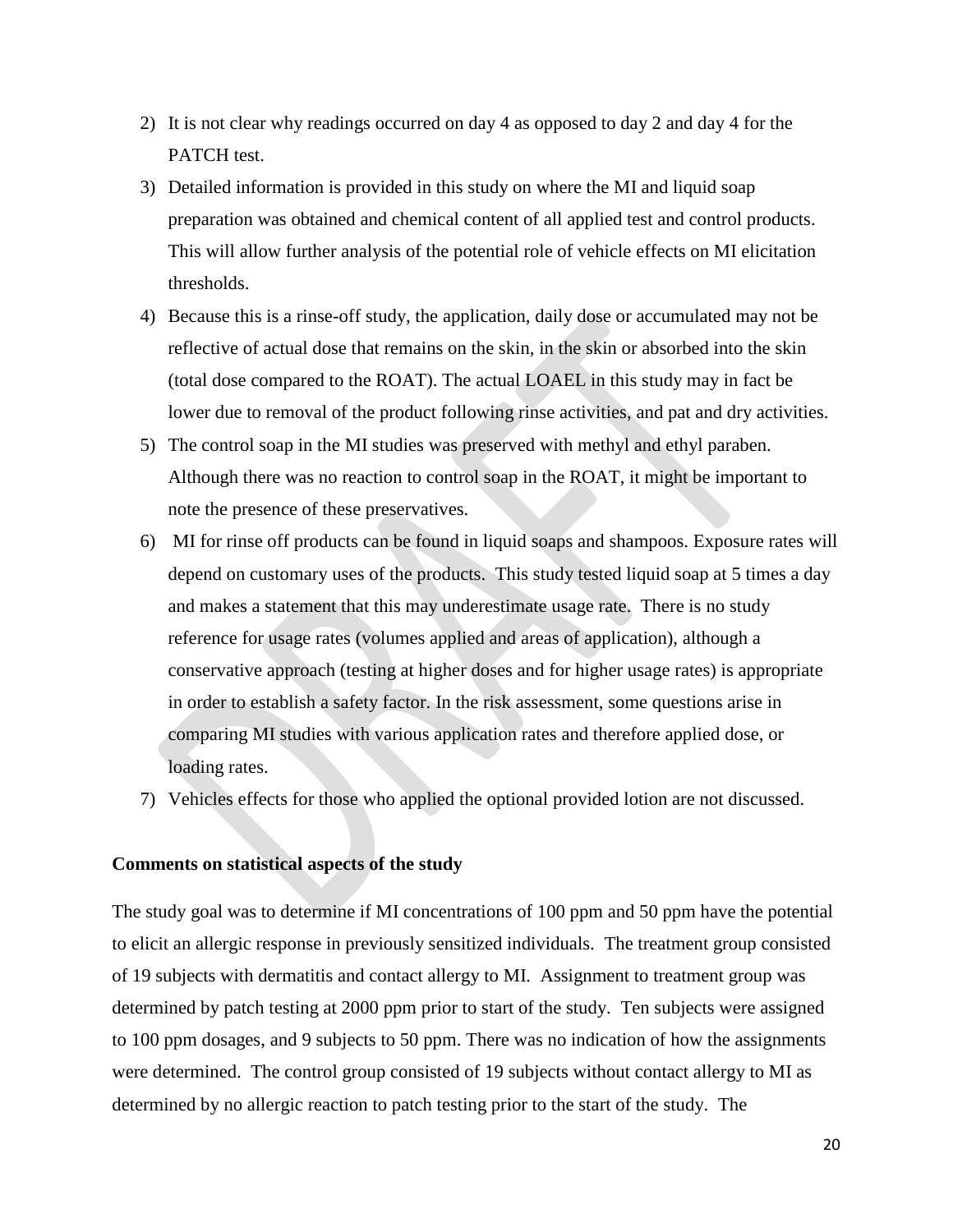2) It is not clear why readings occurred on day 4 as opposed to day 2 and day 4 for the PATCH test.
3) Detailed information is provided in this study on where the MI and liquid soap preparation was obtained and chemical content of all applied test and control products. This will allow further analysis of the potential role of vehicle effects on MI elicitation thresholds.
4) Because this is a rinse-off study, the application, daily dose or accumulated may not be reflective of actual dose that remains on the skin, in the skin or absorbed into the skin (total dose compared to the ROAT). The actual LOAEL in this study may in fact be lower due to removal of the product following rinse activities, and pat and dry activities.
5) The control soap in the MI studies was preserved with methyl and ethyl paraben. Although there was no reaction to control soap in the ROAT, it might be important to note the presence of these preservatives.
6) MI for rinse off products can be found in liquid soaps and shampoos. Exposure rates will depend on customary uses of the products. This study tested liquid soap at 5 times a day and makes a statement that this may underestimate usage rate. There is no study reference for usage rates (volumes applied and areas of application), although a conservative approach (testing at higher doses and for higher usage rates) is appropriate in order to establish a safety factor. In the risk assessment, some questions arise in comparing MI studies with various application rates and therefore applied dose, or loading rates.
7) Vehicles effects for those who applied the optional provided lotion are not discussed.

**Comments on statistical aspects of the study**

The study goal was to determine if MI concentrations of 100 ppm and 50 ppm have the potential to elicit an allergic response in previously sensitized individuals. The treatment group consisted of 19 subjects with dermatitis and contact allergy to MI. Assignment to treatment group was determined by patch testing at 2000 ppm prior to start of the study. Ten subjects were assigned to 100 ppm dosages, and 9 subjects to 50 ppm. There was no indication of how the assignments were determined. The control group consisted of 19 subjects without contact allergy to MI as determined by no allergic reaction to patch testing prior to the start of the study. The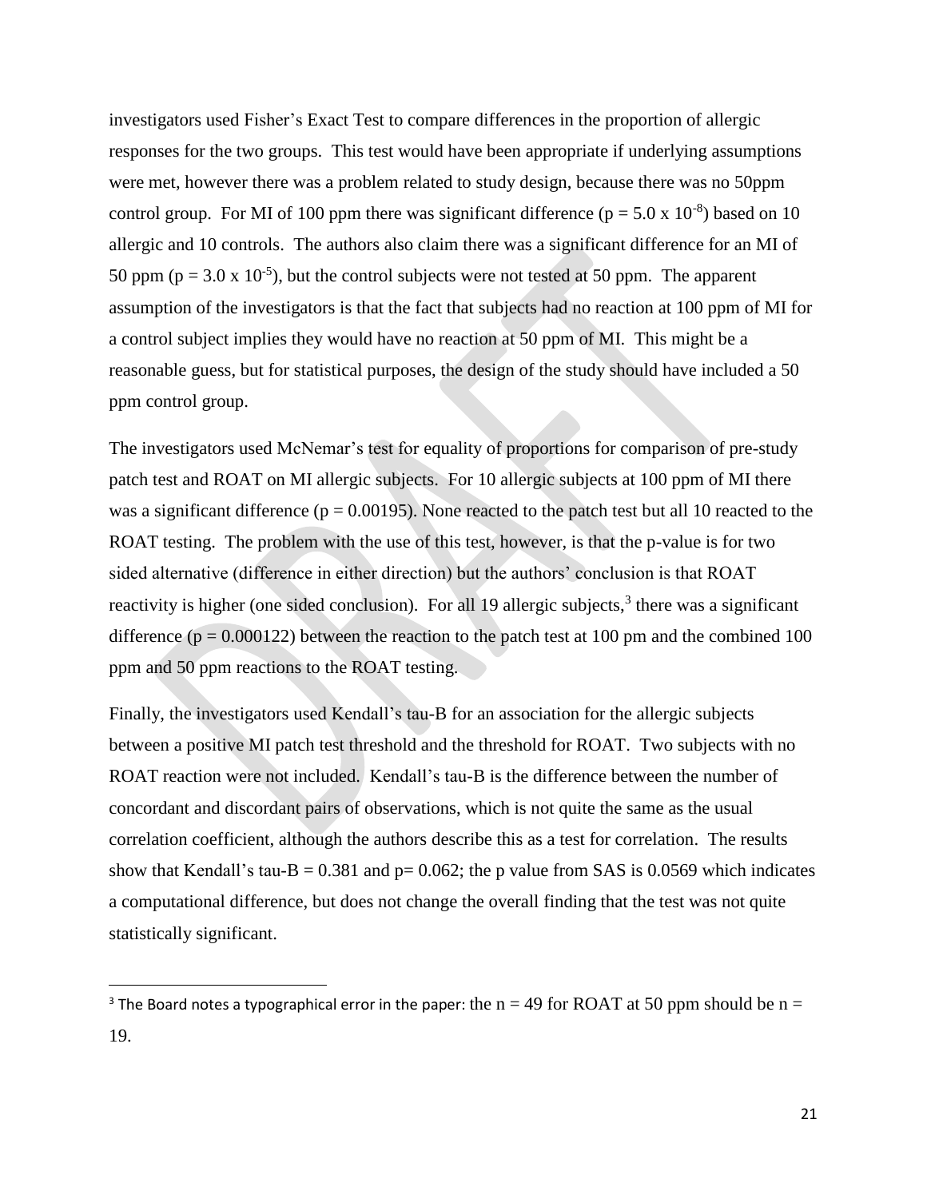investigators used Fisher's Exact Test to compare differences in the proportion of allergic responses for the two groups. This test would have been appropriate if underlying assumptions were met, however there was a problem related to study design, because there was no 50ppm control group. For MI of 100 ppm there was significant difference ($p = 5.0 \times 10^{-8}$) based on 10 allergic and 10 controls. The authors also claim there was a significant difference for an MI of 50 ppm ($p = 3.0 \times 10^{-5}$), but the control subjects were not tested at 50 ppm. The apparent assumption of the investigators is that the fact that subjects had no reaction at 100 ppm of MI for a control subject implies they would have no reaction at 50 ppm of MI. This might be a reasonable guess, but for statistical purposes, the design of the study should have included a 50 ppm control group.

The investigators used McNemar's test for equality of proportions for comparison of pre-study patch test and ROAT on MI allergic subjects. For 10 allergic subjects at 100 ppm of MI there was a significant difference ($p = 0.00195$). None reacted to the patch test but all 10 reacted to the ROAT testing. The problem with the use of this test, however, is that the p-value is for two sided alternative (difference in either direction) but the authors' conclusion is that ROAT reactivity is higher (one sided conclusion). For all 19 allergic subjects,[3] there was a significant difference ($p = 0.000122$) between the reaction to the patch test at 100 pm and the combined 100 ppm and 50 ppm reactions to the ROAT testing.

Finally, the investigators used Kendall's tau-B for an association for the allergic subjects between a positive MI patch test threshold and the threshold for ROAT. Two subjects with no ROAT reaction were not included. Kendall's tau-B is the difference between the number of concordant and discordant pairs of observations, which is not quite the same as the usual correlation coefficient, although the authors describe this as a test for correlation. The results show that Kendall's tau-B = 0.381 and $p = 0.062$; the p value from SAS is 0.0569 which indicates a computational difference, but does not change the overall finding that the test was not quite statistically significant.

[3] The Board notes a typographical error in the paper: the $n = 49$ for ROAT at 50 ppm should be $n = 19$.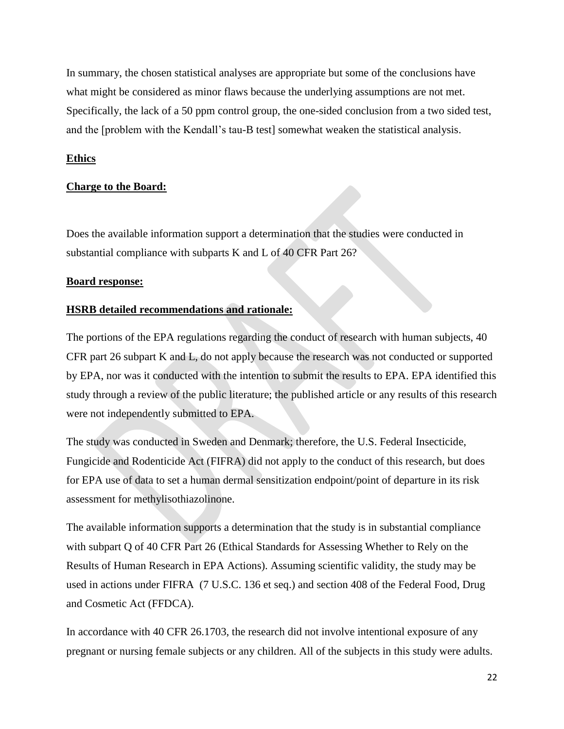In summary, the chosen statistical analyses are appropriate but some of the conclusions have what might be considered as minor flaws because the underlying assumptions are not met. Specifically, the lack of a 50 ppm control group, the one-sided conclusion from a two sided test, and the [problem with the Kendall's tau-B test] somewhat weaken the statistical analysis.

**Ethics**

**Charge to the Board:**

Does the available information support a determination that the studies were conducted in substantial compliance with subparts K and L of 40 CFR Part 26?

**Board response:**

**HSRB detailed recommendations and rationale:**

The portions of the EPA regulations regarding the conduct of research with human subjects, 40 CFR part 26 subpart K and L, do not apply because the research was not conducted or supported by EPA, nor was it conducted with the intention to submit the results to EPA. EPA identified this study through a review of the public literature; the published article or any results of this research were not independently submitted to EPA.

The study was conducted in Sweden and Denmark; therefore, the U.S. Federal Insecticide, Fungicide and Rodenticide Act (FIFRA) did not apply to the conduct of this research, but does for EPA use of data to set a human dermal sensitization endpoint/point of departure in its risk assessment for methylisothiazolinone.

The available information supports a determination that the study is in substantial compliance with subpart Q of 40 CFR Part 26 (Ethical Standards for Assessing Whether to Rely on the Results of Human Research in EPA Actions). Assuming scientific validity, the study may be used in actions under FIFRA (7 U.S.C. 136 et seq.) and section 408 of the Federal Food, Drug and Cosmetic Act (FFDCA).

In accordance with 40 CFR 26.1703, the research did not involve intentional exposure of any pregnant or nursing female subjects or any children. All of the subjects in this study were adults.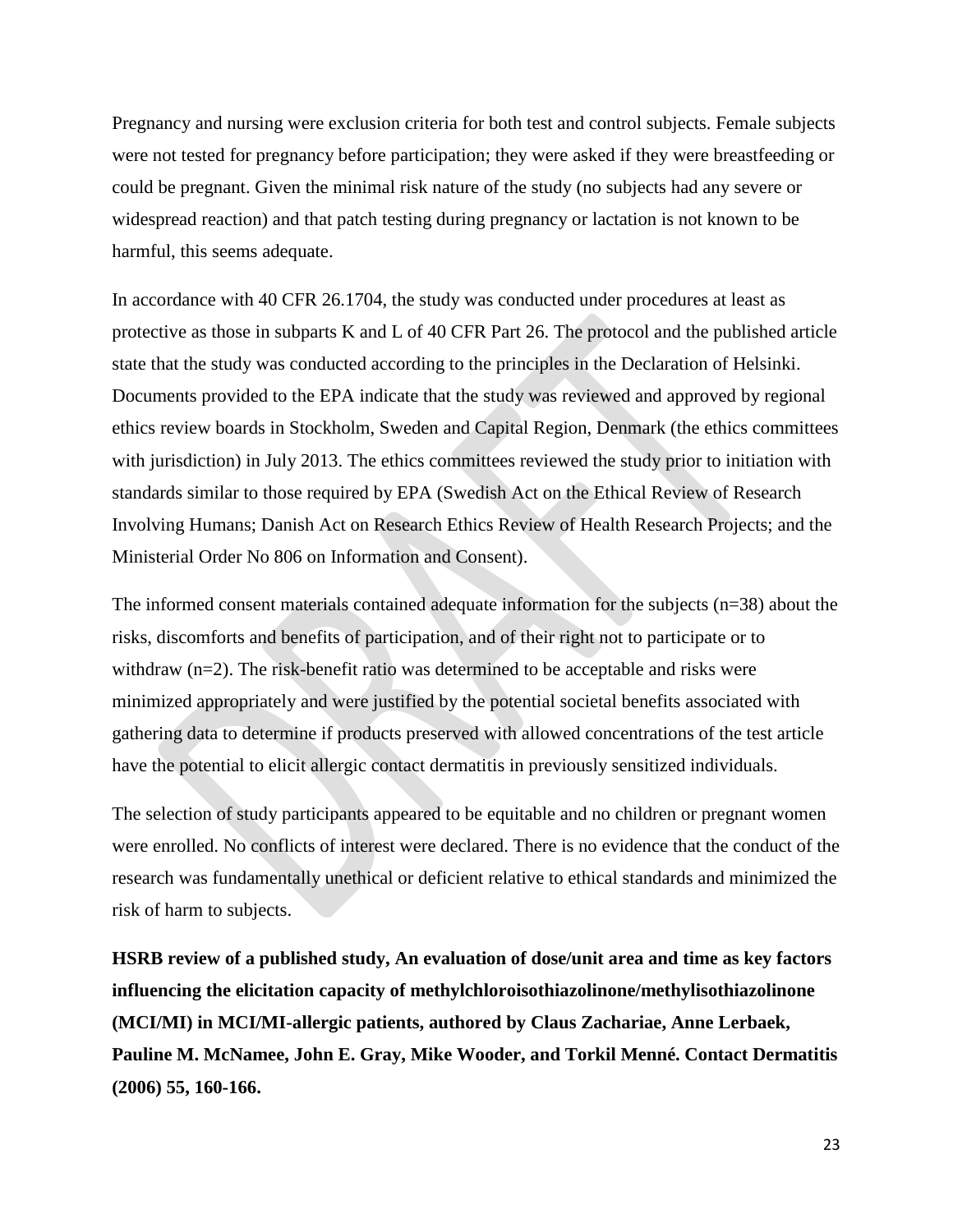Pregnancy and nursing were exclusion criteria for both test and control subjects. Female subjects were not tested for pregnancy before participation; they were asked if they were breastfeeding or could be pregnant. Given the minimal risk nature of the study (no subjects had any severe or widespread reaction) and that patch testing during pregnancy or lactation is not known to be harmful, this seems adequate.

In accordance with 40 CFR 26.1704, the study was conducted under procedures at least as protective as those in subparts K and L of 40 CFR Part 26. The protocol and the published article state that the study was conducted according to the principles in the Declaration of Helsinki. Documents provided to the EPA indicate that the study was reviewed and approved by regional ethics review boards in Stockholm, Sweden and Capital Region, Denmark (the ethics committees with jurisdiction) in July 2013. The ethics committees reviewed the study prior to initiation with standards similar to those required by EPA (Swedish Act on the Ethical Review of Research Involving Humans; Danish Act on Research Ethics Review of Health Research Projects; and the Ministerial Order No 806 on Information and Consent).

The informed consent materials contained adequate information for the subjects (n=38) about the risks, discomforts and benefits of participation, and of their right not to participate or to withdraw (n=2). The risk-benefit ratio was determined to be acceptable and risks were minimized appropriately and were justified by the potential societal benefits associated with gathering data to determine if products preserved with allowed concentrations of the test article have the potential to elicit allergic contact dermatitis in previously sensitized individuals.

The selection of study participants appeared to be equitable and no children or pregnant women were enrolled. No conflicts of interest were declared. There is no evidence that the conduct of the research was fundamentally unethical or deficient relative to ethical standards and minimized the risk of harm to subjects.

**HSRB review of a published study, An evaluation of dose/unit area and time as key factors influencing the elicitation capacity of methylchloroisothiazolinone/methylisothiazolinone (MCI/MI) in MCI/MI-allergic patients, authored by Claus Zachariae, Anne Lerbaek, Pauline M. McNamee, John E. Gray, Mike Wooder, and Torkil Menné. Contact Dermatitis (2006) 55, 160-166.**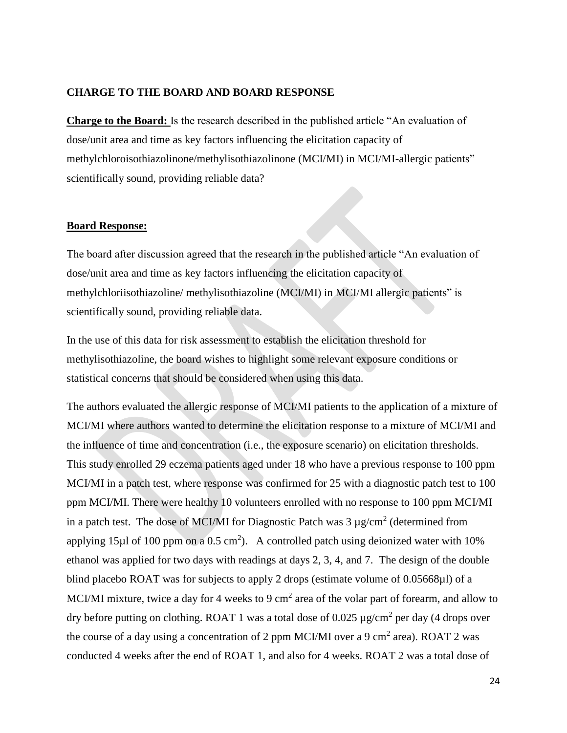## CHARGE TO THE BOARD AND BOARD RESPONSE

**Charge to the Board:** Is the research described in the published article "An evaluation of dose/unit area and time as key factors influencing the elicitation capacity of methylchloroisothiazolinone/methylisothiazolinone (MCI/MI) in MCI/MI-allergic patients" scientifically sound, providing reliable data?

**Board Response:**

The board after discussion agreed that the research in the published article "An evaluation of dose/unit area and time as key factors influencing the elicitation capacity of methylchloriisothiazoline/ methylisothiazoline (MCI/MI) in MCI/MI allergic patients" is scientifically sound, providing reliable data.

In the use of this data for risk assessment to establish the elicitation threshold for methylisothiazoline, the board wishes to highlight some relevant exposure conditions or statistical concerns that should be considered when using this data.

The authors evaluated the allergic response of MCI/MI patients to the application of a mixture of MCI/MI where authors wanted to determine the elicitation response to a mixture of MCI/MI and the influence of time and concentration (i.e., the exposure scenario) on elicitation thresholds. This study enrolled 29 eczema patients aged under 18 who have a previous response to 100 ppm MCI/MI in a patch test, where response was confirmed for 25 with a diagnostic patch test to 100 ppm MCI/MI. There were healthy 10 volunteers enrolled with no response to 100 ppm MCI/MI in a patch test. The dose of MCI/MI for Diagnostic Patch was 3 µg/cm$^2$ (determined from applying 15µl of 100 ppm on a 0.5 cm$^2$). A controlled patch using deionized water with 10% ethanol was applied for two days with readings at days 2, 3, 4, and 7. The design of the double blind placebo ROAT was for subjects to apply 2 drops (estimate volume of 0.05668µl) of a MCI/MI mixture, twice a day for 4 weeks to 9 cm$^2$ area of the volar part of forearm, and allow to dry before putting on clothing. ROAT 1 was a total dose of 0.025 µg/cm$^2$ per day (4 drops over the course of a day using a concentration of 2 ppm MCI/MI over a 9 cm$^2$ area). ROAT 2 was conducted 4 weeks after the end of ROAT 1, and also for 4 weeks. ROAT 2 was a total dose of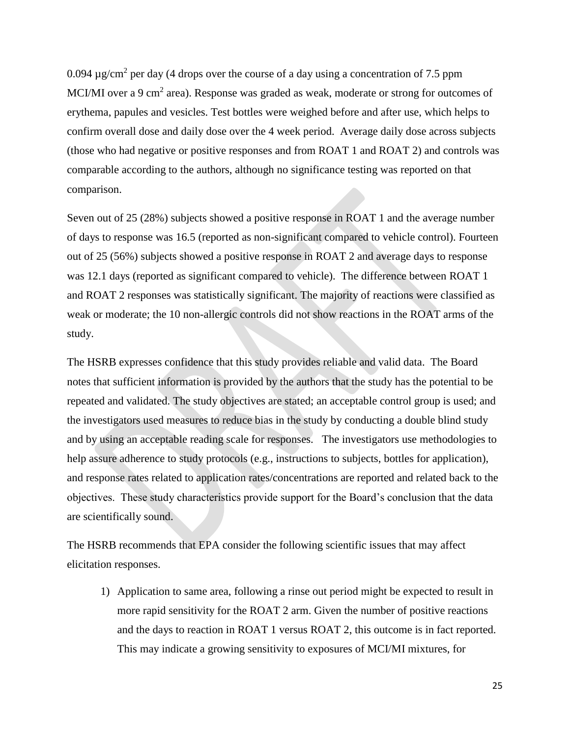0.094 µg/$cm^2$ per day (4 drops over the course of a day using a concentration of 7.5 ppm MCI/MI over a 9 $cm^2$ area). Response was graded as weak, moderate or strong for outcomes of erythema, papules and vesicles. Test bottles were weighed before and after use, which helps to confirm overall dose and daily dose over the 4 week period. Average daily dose across subjects (those who had negative or positive responses and from ROAT 1 and ROAT 2) and controls was comparable according to the authors, although no significance testing was reported on that comparison.

Seven out of 25 (28%) subjects showed a positive response in ROAT 1 and the average number of days to response was 16.5 (reported as non-significant compared to vehicle control). Fourteen out of 25 (56%) subjects showed a positive response in ROAT 2 and average days to response was 12.1 days (reported as significant compared to vehicle). The difference between ROAT 1 and ROAT 2 responses was statistically significant. The majority of reactions were classified as weak or moderate; the 10 non-allergic controls did not show reactions in the ROAT arms of the study.

The HSRB expresses confidence that this study provides reliable and valid data. The Board notes that sufficient information is provided by the authors that the study has the potential to be repeated and validated. The study objectives are stated; an acceptable control group is used; and the investigators used measures to reduce bias in the study by conducting a double blind study and by using an acceptable reading scale for responses. The investigators use methodologies to help assure adherence to study protocols (e.g., instructions to subjects, bottles for application), and response rates related to application rates/concentrations are reported and related back to the objectives. These study characteristics provide support for the Board's conclusion that the data are scientifically sound.

The HSRB recommends that EPA consider the following scientific issues that may affect elicitation responses.

1) Application to same area, following a rinse out period might be expected to result in more rapid sensitivity for the ROAT 2 arm. Given the number of positive reactions and the days to reaction in ROAT 1 versus ROAT 2, this outcome is in fact reported. This may indicate a growing sensitivity to exposures of MCI/MI mixtures, for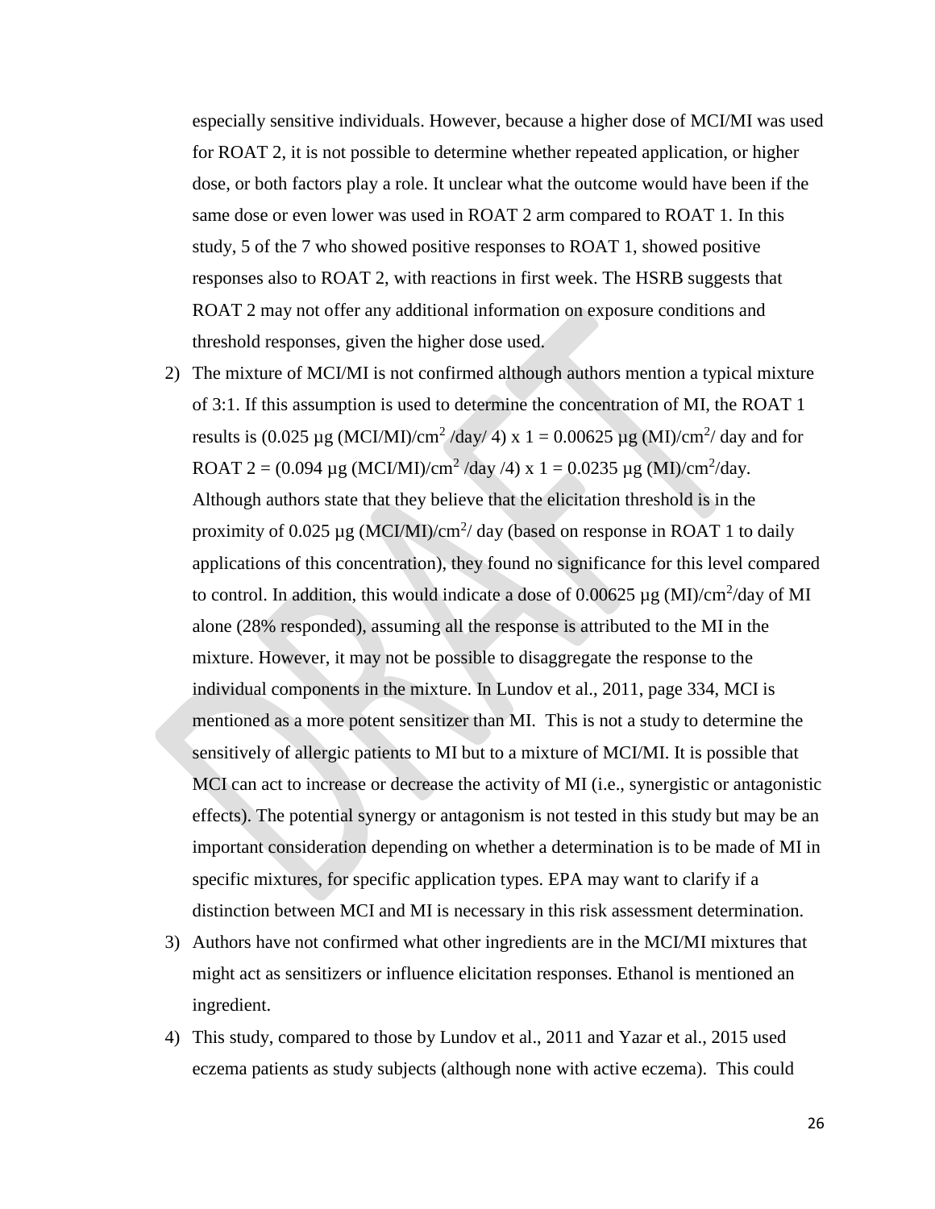especially sensitive individuals. However, because a higher dose of MCI/MI was used for ROAT 2, it is not possible to determine whether repeated application, or higher dose, or both factors play a role. It unclear what the outcome would have been if the same dose or even lower was used in ROAT 2 arm compared to ROAT 1. In this study, 5 of the 7 who showed positive responses to ROAT 1, showed positive responses also to ROAT 2, with reactions in first week. The HSRB suggests that ROAT 2 may not offer any additional information on exposure conditions and threshold responses, given the higher dose used.

2) The mixture of MCI/MI is not confirmed although authors mention a typical mixture of 3:1. If this assumption is used to determine the concentration of MI, the ROAT 1 results is (0.025 µg (MCI/MI)/$cm^2$ /day/ 4) x 1 = 0.00625 µg (MI)/$cm^2$/ day and for ROAT 2 = (0.094 µg (MCI/MI)/$cm^2$ /day /4) x 1 = 0.0235 µg (MI)/$cm^2$/day. Although authors state that they believe that the elicitation threshold is in the proximity of 0.025 µg (MCI/MI)/$cm^2$/ day (based on response in ROAT 1 to daily applications of this concentration), they found no significance for this level compared to control. In addition, this would indicate a dose of 0.00625 µg (MI)/$cm^2$/day of MI alone (28% responded), assuming all the response is attributed to the MI in the mixture. However, it may not be possible to disaggregate the response to the individual components in the mixture. In Lundov et al., 2011, page 334, MCI is mentioned as a more potent sensitizer than MI. This is not a study to determine the sensitively of allergic patients to MI but to a mixture of MCI/MI. It is possible that MCI can act to increase or decrease the activity of MI (i.e., synergistic or antagonistic effects). The potential synergy or antagonism is not tested in this study but may be an important consideration depending on whether a determination is to be made of MI in specific mixtures, for specific application types. EPA may want to clarify if a distinction between MCI and MI is necessary in this risk assessment determination.

3) Authors have not confirmed what other ingredients are in the MCI/MI mixtures that might act as sensitizers or influence elicitation responses. Ethanol is mentioned an ingredient.

4) This study, compared to those by Lundov et al., 2011 and Yazar et al., 2015 used eczema patients as study subjects (although none with active eczema). This could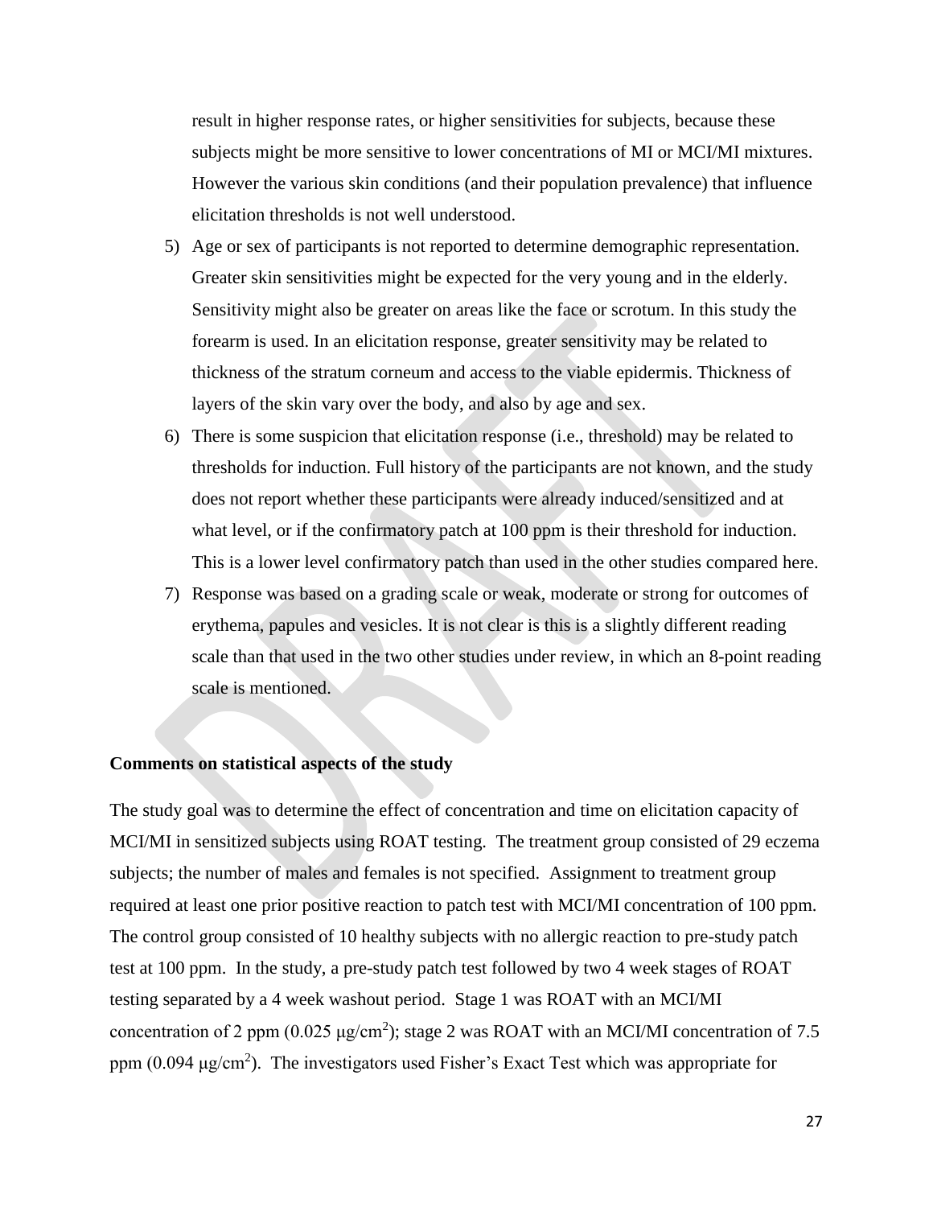result in higher response rates, or higher sensitivities for subjects, because these subjects might be more sensitive to lower concentrations of MI or MCI/MI mixtures. However the various skin conditions (and their population prevalence) that influence elicitation thresholds is not well understood.

5) Age or sex of participants is not reported to determine demographic representation. Greater skin sensitivities might be expected for the very young and in the elderly. Sensitivity might also be greater on areas like the face or scrotum. In this study the forearm is used. In an elicitation response, greater sensitivity may be related to thickness of the stratum corneum and access to the viable epidermis. Thickness of layers of the skin vary over the body, and also by age and sex.
6) There is some suspicion that elicitation response (i.e., threshold) may be related to thresholds for induction. Full history of the participants are not known, and the study does not report whether these participants were already induced/sensitized and at what level, or if the confirmatory patch at 100 ppm is their threshold for induction. This is a lower level confirmatory patch than used in the other studies compared here.
7) Response was based on a grading scale or weak, moderate or strong for outcomes of erythema, papules and vesicles. It is not clear is this is a slightly different reading scale than that used in the two other studies under review, in which an 8-point reading scale is mentioned.

**Comments on statistical aspects of the study**

The study goal was to determine the effect of concentration and time on elicitation capacity of MCI/MI in sensitized subjects using ROAT testing. The treatment group consisted of 29 eczema subjects; the number of males and females is not specified. Assignment to treatment group required at least one prior positive reaction to patch test with MCI/MI concentration of 100 ppm. The control group consisted of 10 healthy subjects with no allergic reaction to pre-study patch test at 100 ppm. In the study, a pre-study patch test followed by two 4 week stages of ROAT testing separated by a 4 week washout period. Stage 1 was ROAT with an MCI/MI concentration of 2 ppm (0.025 $\mu g/cm^2$); stage 2 was ROAT with an MCI/MI concentration of 7.5 ppm (0.094 $\mu g/cm^2$). The investigators used Fisher's Exact Test which was appropriate for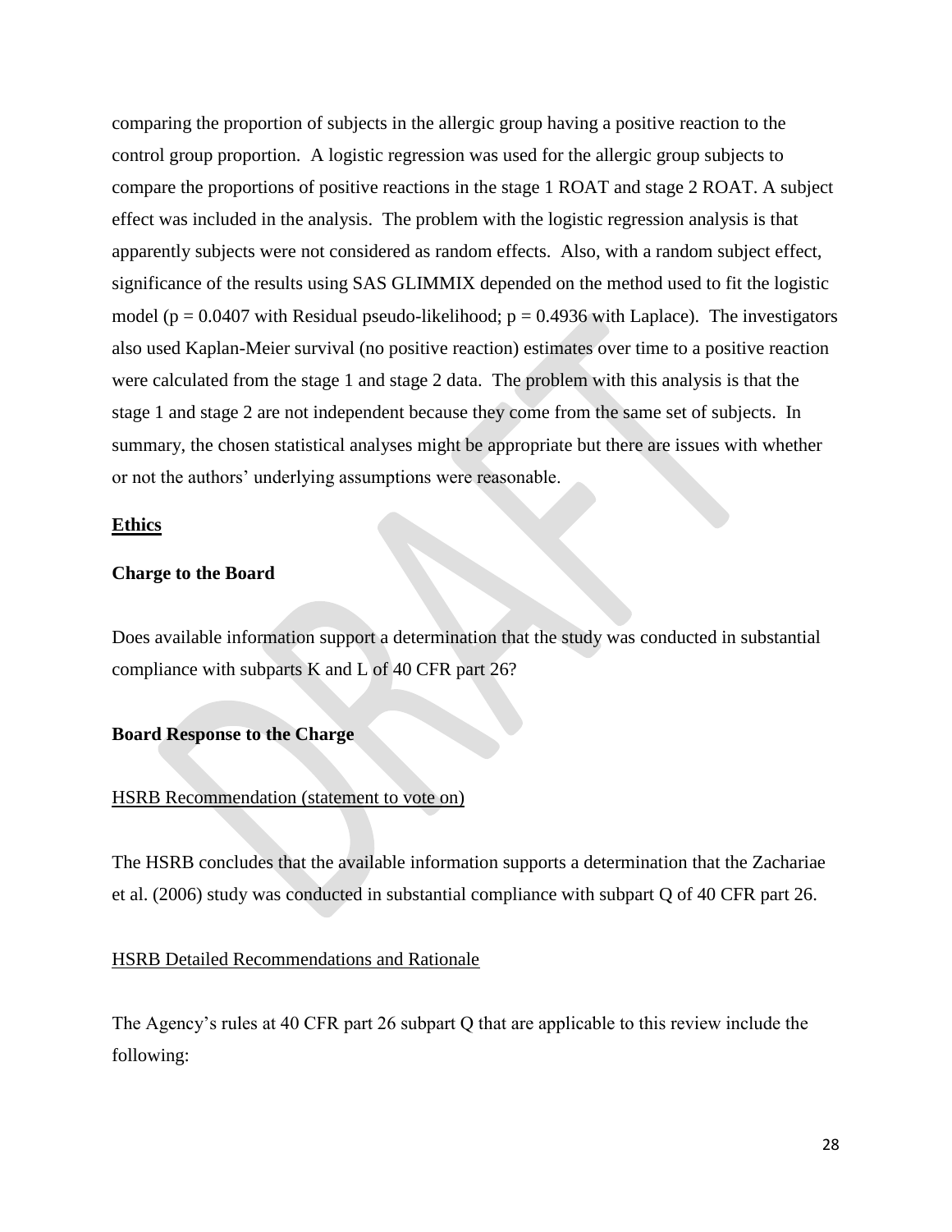comparing the proportion of subjects in the allergic group having a positive reaction to the control group proportion. A logistic regression was used for the allergic group subjects to compare the proportions of positive reactions in the stage 1 ROAT and stage 2 ROAT. A subject effect was included in the analysis. The problem with the logistic regression analysis is that apparently subjects were not considered as random effects. Also, with a random subject effect, significance of the results using SAS GLIMMIX depended on the method used to fit the logistic model ($p = 0.0407$ with Residual pseudo-likelihood; $p = 0.4936$ with Laplace). The investigators also used Kaplan-Meier survival (no positive reaction) estimates over time to a positive reaction were calculated from the stage 1 and stage 2 data. The problem with this analysis is that the stage 1 and stage 2 are not independent because they come from the same set of subjects. In summary, the chosen statistical analyses might be appropriate but there are issues with whether or not the authors' underlying assumptions were reasonable.

## Ethics

### Charge to the Board

Does available information support a determination that the study was conducted in substantial compliance with subparts K and L of 40 CFR part 26?

### Board Response to the Charge

HSRB Recommendation (statement to vote on)

The HSRB concludes that the available information supports a determination that the Zachariae et al. (2006) study was conducted in substantial compliance with subpart Q of 40 CFR part 26.

HSRB Detailed Recommendations and Rationale

The Agency's rules at 40 CFR part 26 subpart Q that are applicable to this review include the following: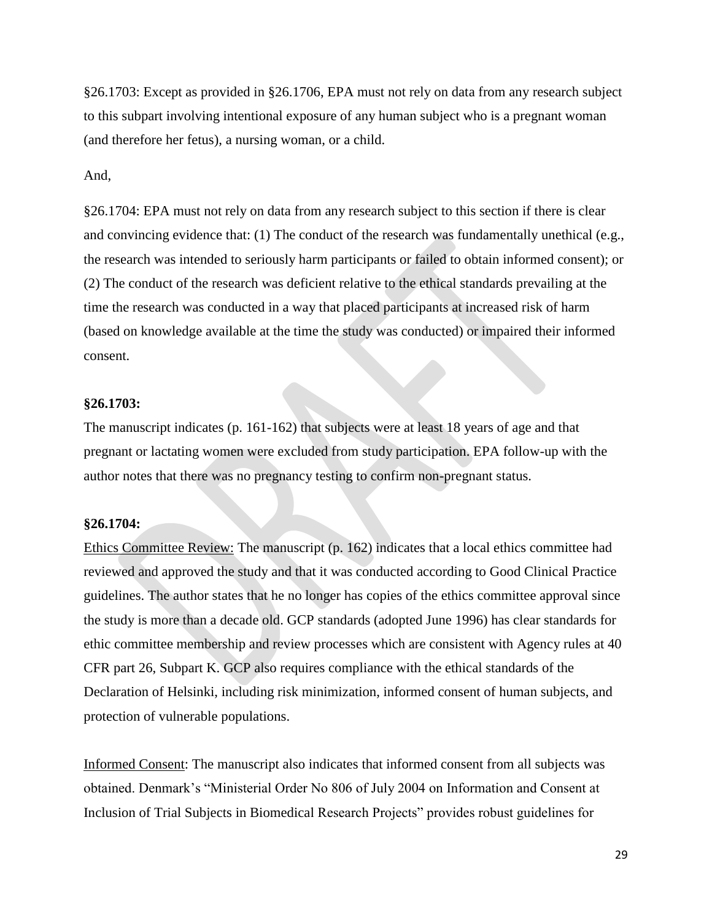§26.1703: Except as provided in §26.1706, EPA must not rely on data from any research subject to this subpart involving intentional exposure of any human subject who is a pregnant woman (and therefore her fetus), a nursing woman, or a child.

And,

§26.1704: EPA must not rely on data from any research subject to this section if there is clear and convincing evidence that: (1) The conduct of the research was fundamentally unethical (e.g., the research was intended to seriously harm participants or failed to obtain informed consent); or (2) The conduct of the research was deficient relative to the ethical standards prevailing at the time the research was conducted in a way that placed participants at increased risk of harm (based on knowledge available at the time the study was conducted) or impaired their informed consent.

**§26.1703:**

The manuscript indicates (p. 161-162) that subjects were at least 18 years of age and that pregnant or lactating women were excluded from study participation. EPA follow-up with the author notes that there was no pregnancy testing to confirm non-pregnant status.

**§26.1704:**

Ethics Committee Review: The manuscript (p. 162) indicates that a local ethics committee had reviewed and approved the study and that it was conducted according to Good Clinical Practice guidelines. The author states that he no longer has copies of the ethics committee approval since the study is more than a decade old. GCP standards (adopted June 1996) has clear standards for ethic committee membership and review processes which are consistent with Agency rules at 40 CFR part 26, Subpart K. GCP also requires compliance with the ethical standards of the Declaration of Helsinki, including risk minimization, informed consent of human subjects, and protection of vulnerable populations.

Informed Consent: The manuscript also indicates that informed consent from all subjects was obtained. Denmark's "Ministerial Order No 806 of July 2004 on Information and Consent at Inclusion of Trial Subjects in Biomedical Research Projects" provides robust guidelines for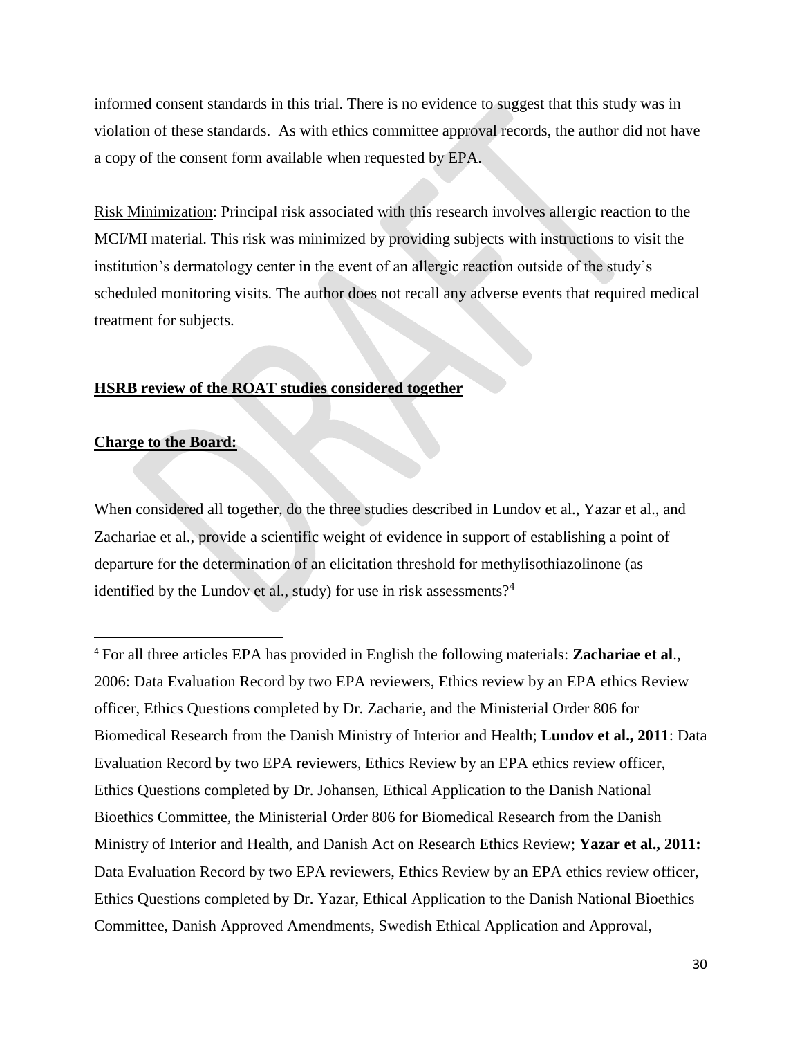informed consent standards in this trial. There is no evidence to suggest that this study was in violation of these standards. As with ethics committee approval records, the author did not have a copy of the consent form available when requested by EPA.

Risk Minimization: Principal risk associated with this research involves allergic reaction to the MCI/MI material. This risk was minimized by providing subjects with instructions to visit the institution's dermatology center in the event of an allergic reaction outside of the study's scheduled monitoring visits. The author does not recall any adverse events that required medical treatment for subjects.

**HSRB review of the ROAT studies considered together**

**Charge to the Board:**

When considered all together, do the three studies described in Lundov et al., Yazar et al., and Zachariae et al., provide a scientific weight of evidence in support of establishing a point of departure for the determination of an elicitation threshold for methylisothiazolinone (as identified by the Lundov et al., study) for use in risk assessments?[4]

---

[4] For all three articles EPA has provided in English the following materials: **Zachariae et al**., 2006: Data Evaluation Record by two EPA reviewers, Ethics review by an EPA ethics Review officer, Ethics Questions completed by Dr. Zacharie, and the Ministerial Order 806 for Biomedical Research from the Danish Ministry of Interior and Health; **Lundov et al., 2011**: Data Evaluation Record by two EPA reviewers, Ethics Review by an EPA ethics review officer, Ethics Questions completed by Dr. Johansen, Ethical Application to the Danish National Bioethics Committee, the Ministerial Order 806 for Biomedical Research from the Danish Ministry of Interior and Health, and Danish Act on Research Ethics Review; **Yazar et al., 2011:** Data Evaluation Record by two EPA reviewers, Ethics Review by an EPA ethics review officer, Ethics Questions completed by Dr. Yazar, Ethical Application to the Danish National Bioethics Committee, Danish Approved Amendments, Swedish Ethical Application and Approval,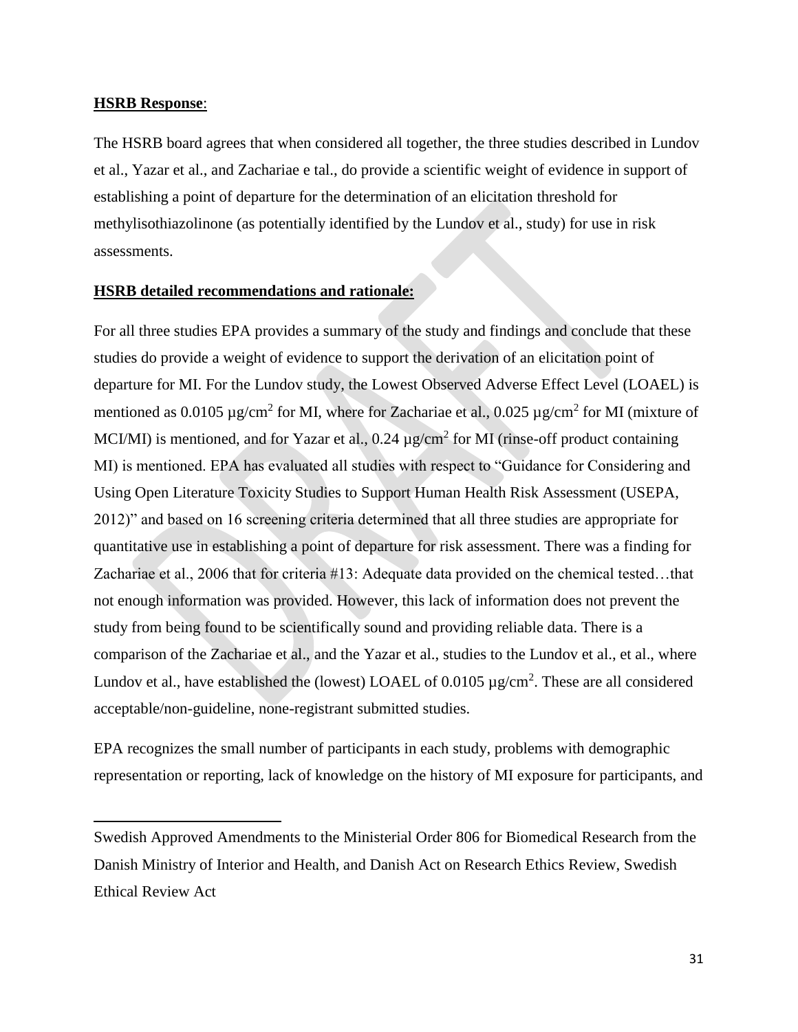**HSRB Response**:

The HSRB board agrees that when considered all together, the three studies described in Lundov et al., Yazar et al., and Zachariae e tal., do provide a scientific weight of evidence in support of establishing a point of departure for the determination of an elicitation threshold for methylisothiazolinone (as potentially identified by the Lundov et al., study) for use in risk assessments.

**HSRB detailed recommendations and rationale:**

For all three studies EPA provides a summary of the study and findings and conclude that these studies do provide a weight of evidence to support the derivation of an elicitation point of departure for MI. For the Lundov study, the Lowest Observed Adverse Effect Level (LOAEL) is mentioned as 0.0105 µg/cm$^2$ for MI, where for Zachariae et al., 0.025 µg/cm$^2$ for MI (mixture of MCI/MI) is mentioned, and for Yazar et al., 0.24 µg/cm$^2$ for MI (rinse-off product containing MI) is mentioned. EPA has evaluated all studies with respect to "Guidance for Considering and Using Open Literature Toxicity Studies to Support Human Health Risk Assessment (USEPA, 2012)" and based on 16 screening criteria determined that all three studies are appropriate for quantitative use in establishing a point of departure for risk assessment. There was a finding for Zachariae et al., 2006 that for criteria #13: Adequate data provided on the chemical tested…that not enough information was provided. However, this lack of information does not prevent the study from being found to be scientifically sound and providing reliable data. There is a comparison of the Zachariae et al., and the Yazar et al., studies to the Lundov et al., et al., where Lundov et al., have established the (lowest) LOAEL of 0.0105 µg/cm$^2$. These are all considered acceptable/non-guideline, none-registrant submitted studies.

EPA recognizes the small number of participants in each study, problems with demographic representation or reporting, lack of knowledge on the history of MI exposure for participants, and

---

Swedish Approved Amendments to the Ministerial Order 806 for Biomedical Research from the Danish Ministry of Interior and Health, and Danish Act on Research Ethics Review, Swedish Ethical Review Act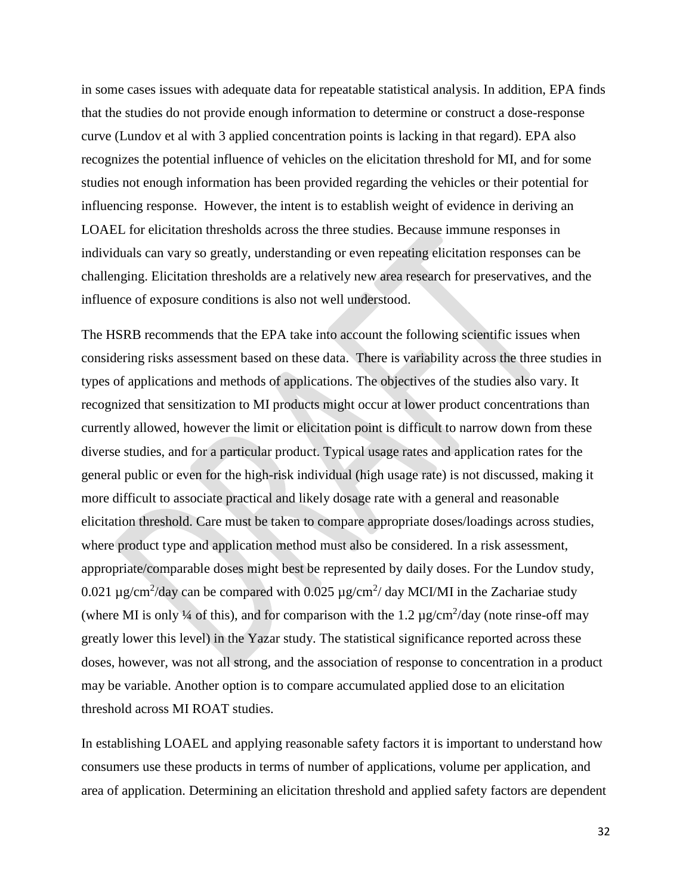in some cases issues with adequate data for repeatable statistical analysis. In addition, EPA finds that the studies do not provide enough information to determine or construct a dose-response curve (Lundov et al with 3 applied concentration points is lacking in that regard). EPA also recognizes the potential influence of vehicles on the elicitation threshold for MI, and for some studies not enough information has been provided regarding the vehicles or their potential for influencing response. However, the intent is to establish weight of evidence in deriving an LOAEL for elicitation thresholds across the three studies. Because immune responses in individuals can vary so greatly, understanding or even repeating elicitation responses can be challenging. Elicitation thresholds are a relatively new area research for preservatives, and the influence of exposure conditions is also not well understood.

The HSRB recommends that the EPA take into account the following scientific issues when considering risks assessment based on these data. There is variability across the three studies in types of applications and methods of applications. The objectives of the studies also vary. It recognized that sensitization to MI products might occur at lower product concentrations than currently allowed, however the limit or elicitation point is difficult to narrow down from these diverse studies, and for a particular product. Typical usage rates and application rates for the general public or even for the high-risk individual (high usage rate) is not discussed, making it more difficult to associate practical and likely dosage rate with a general and reasonable elicitation threshold. Care must be taken to compare appropriate doses/loadings across studies, where product type and application method must also be considered. In a risk assessment, appropriate/comparable doses might best be represented by daily doses. For the Lundov study, 0.021 $\mu g/cm^2$/day can be compared with 0.025 $\mu g/cm^2$/ day MCI/MI in the Zachariae study (where MI is only ¼ of this), and for comparison with the 1.2 $\mu g/cm^2$/day (note rinse-off may greatly lower this level) in the Yazar study. The statistical significance reported across these doses, however, was not all strong, and the association of response to concentration in a product may be variable. Another option is to compare accumulated applied dose to an elicitation threshold across MI ROAT studies.

In establishing LOAEL and applying reasonable safety factors it is important to understand how consumers use these products in terms of number of applications, volume per application, and area of application. Determining an elicitation threshold and applied safety factors are dependent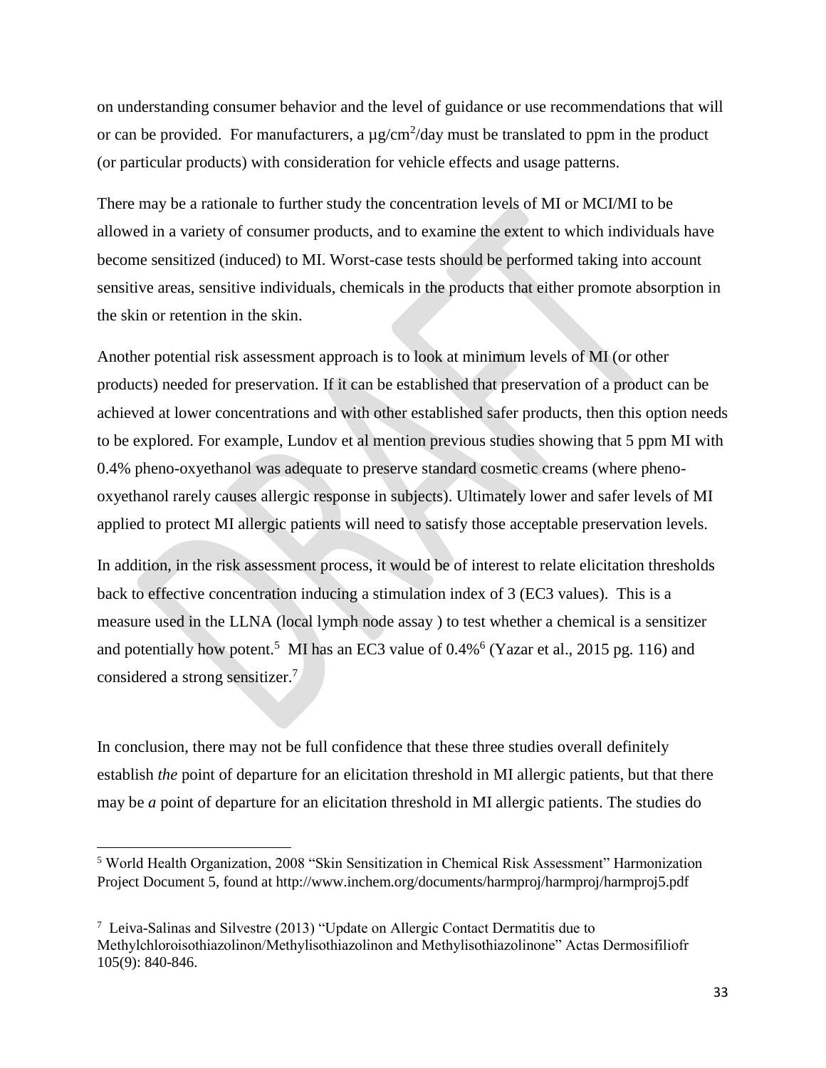on understanding consumer behavior and the level of guidance or use recommendations that will or can be provided. For manufacturers, a $\mu g/cm^2$/day must be translated to ppm in the product (or particular products) with consideration for vehicle effects and usage patterns.

There may be a rationale to further study the concentration levels of MI or MCI/MI to be allowed in a variety of consumer products, and to examine the extent to which individuals have become sensitized (induced) to MI. Worst-case tests should be performed taking into account sensitive areas, sensitive individuals, chemicals in the products that either promote absorption in the skin or retention in the skin.

Another potential risk assessment approach is to look at minimum levels of MI (or other products) needed for preservation. If it can be established that preservation of a product can be achieved at lower concentrations and with other established safer products, then this option needs to be explored. For example, Lundov et al mention previous studies showing that 5 ppm MI with 0.4% pheno-oxyethanol was adequate to preserve standard cosmetic creams (where pheno-oxyethanol rarely causes allergic response in subjects). Ultimately lower and safer levels of MI applied to protect MI allergic patients will need to satisfy those acceptable preservation levels.

In addition, in the risk assessment process, it would be of interest to relate elicitation thresholds back to effective concentration inducing a stimulation index of 3 (EC3 values). This is a measure used in the LLNA (local lymph node assay ) to test whether a chemical is a sensitizer and potentially how potent.[5] MI has an EC3 value of 0.4%[6] (Yazar et al., 2015 pg. 116) and considered a strong sensitizer.[7]

In conclusion, there may not be full confidence that these three studies overall definitely establish *the* point of departure for an elicitation threshold in MI allergic patients, but that there may be *a* point of departure for an elicitation threshold in MI allergic patients. The studies do

---

[5] World Health Organization, 2008 "Skin Sensitization in Chemical Risk Assessment" Harmonization Project Document 5, found at http://www.inchem.org/documents/harmproj/harmproj/harmproj5.pdf

[7] Leiva-Salinas and Silvestre (2013) "Update on Allergic Contact Dermatitis due to Methylchloroisothiazolinon/Methylisothiazolinon and Methylisothiazolinone" Actas Dermosifiliofr 105(9): 840-846.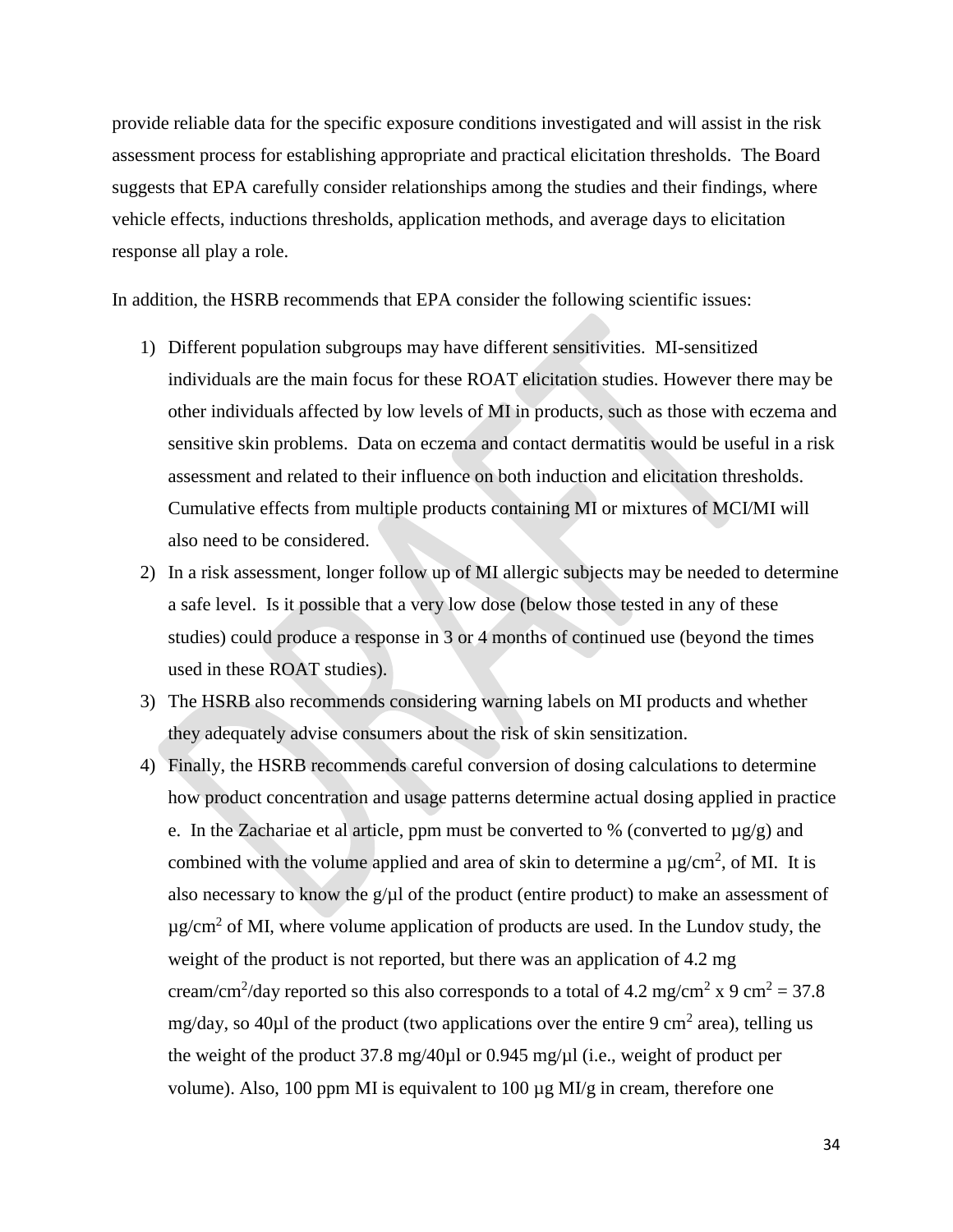provide reliable data for the specific exposure conditions investigated and will assist in the risk assessment process for establishing appropriate and practical elicitation thresholds. The Board suggests that EPA carefully consider relationships among the studies and their findings, where vehicle effects, inductions thresholds, application methods, and average days to elicitation response all play a role.

In addition, the HSRB recommends that EPA consider the following scientific issues:

1) Different population subgroups may have different sensitivities. MI-sensitized individuals are the main focus for these ROAT elicitation studies. However there may be other individuals affected by low levels of MI in products, such as those with eczema and sensitive skin problems. Data on eczema and contact dermatitis would be useful in a risk assessment and related to their influence on both induction and elicitation thresholds. Cumulative effects from multiple products containing MI or mixtures of MCI/MI will also need to be considered.
2) In a risk assessment, longer follow up of MI allergic subjects may be needed to determine a safe level. Is it possible that a very low dose (below those tested in any of these studies) could produce a response in 3 or 4 months of continued use (beyond the times used in these ROAT studies).
3) The HSRB also recommends considering warning labels on MI products and whether they adequately advise consumers about the risk of skin sensitization.
4) Finally, the HSRB recommends careful conversion of dosing calculations to determine how product concentration and usage patterns determine actual dosing applied in practice e. In the Zachariae et al article, ppm must be converted to % (converted to µg/g) and combined with the volume applied and area of skin to determine a µg/cm$^2$, of MI. It is also necessary to know the g/µl of the product (entire product) to make an assessment of µg/cm$^2$ of MI, where volume application of products are used. In the Lundov study, the weight of the product is not reported, but there was an application of 4.2 mg cream/cm$^2$/day reported so this also corresponds to a total of 4.2 mg/cm$^2$ x 9 cm$^2$ = 37.8 mg/day, so 40µl of the product (two applications over the entire 9 cm$^2$ area), telling us the weight of the product 37.8 mg/40µl or 0.945 mg/µl (i.e., weight of product per volume). Also, 100 ppm MI is equivalent to 100 µg MI/g in cream, therefore one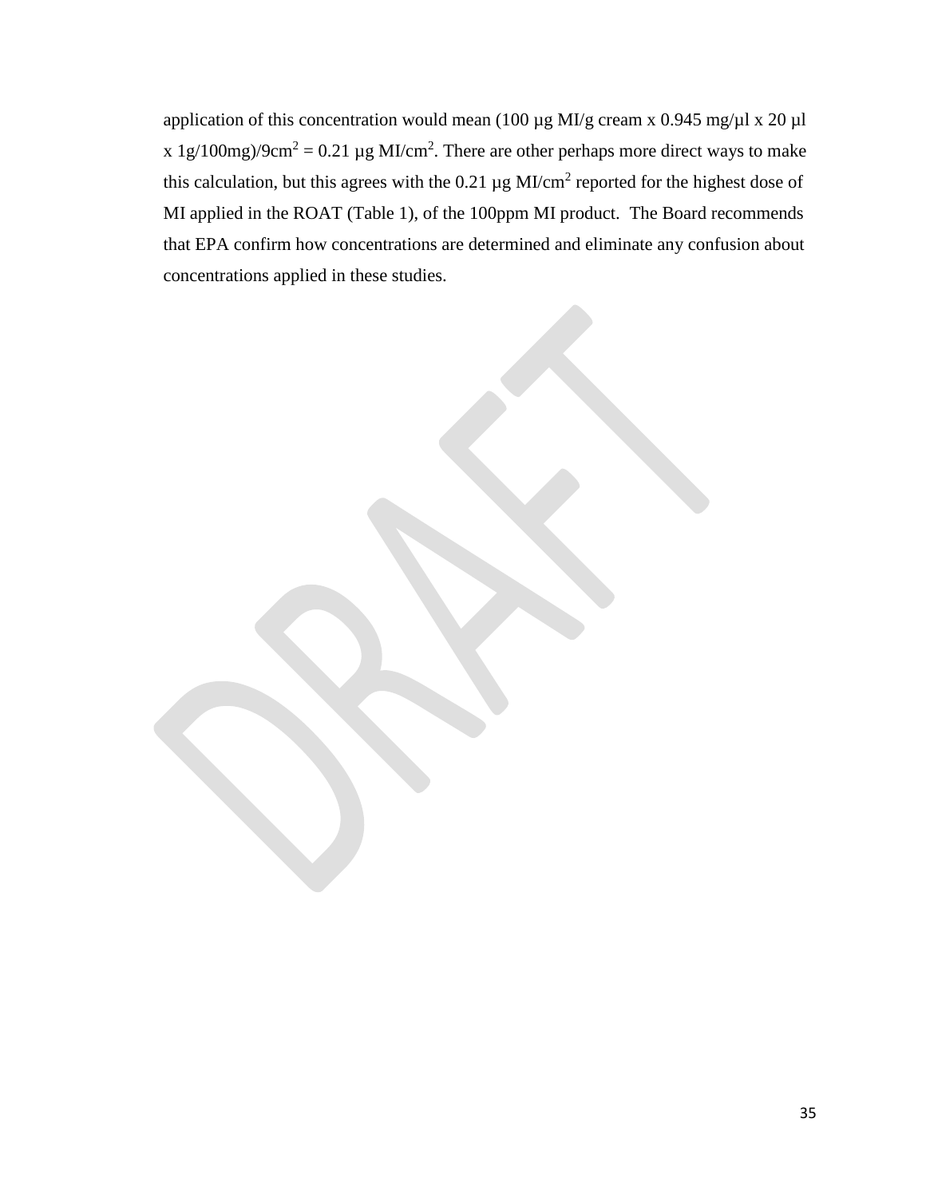application of this concentration would mean (100 µg MI/g cream x 0.945 mg/µl x 20 µl x 1g/100mg)/9cm$^2$ = 0.21 µg MI/cm$^2$. There are other perhaps more direct ways to make this calculation, but this agrees with the 0.21 µg MI/cm$^2$ reported for the highest dose of MI applied in the ROAT (Table 1), of the 100ppm MI product. The Board recommends that EPA confirm how concentrations are determined and eliminate any confusion about concentrations applied in these studies.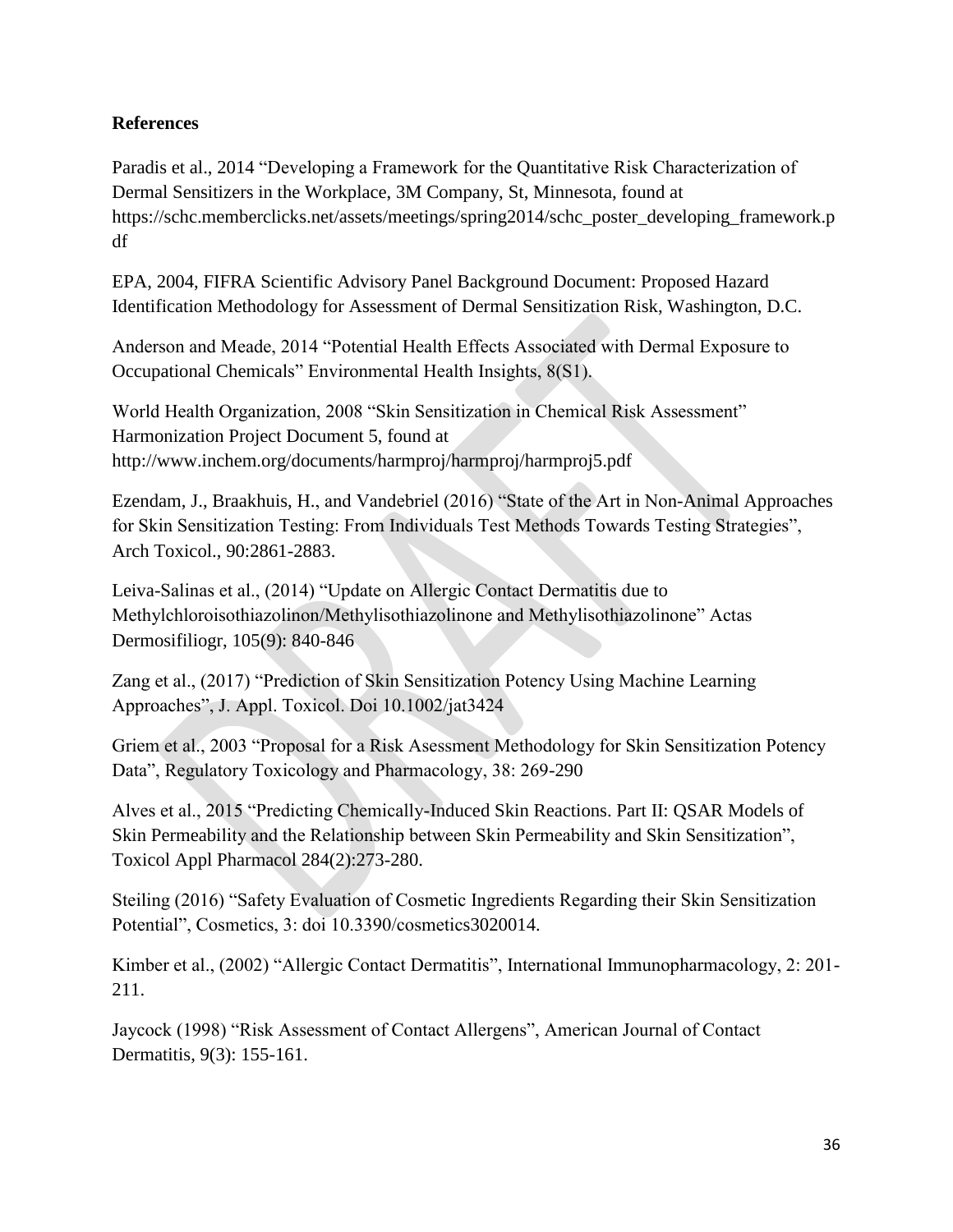**References**

Paradis et al., 2014 "Developing a Framework for the Quantitative Risk Characterization of Dermal Sensitizers in the Workplace, 3M Company, St, Minnesota, found at https://schc.memberclicks.net/assets/meetings/spring2014/schc_poster_developing_framework.pdf

EPA, 2004, FIFRA Scientific Advisory Panel Background Document: Proposed Hazard Identification Methodology for Assessment of Dermal Sensitization Risk, Washington, D.C.

Anderson and Meade, 2014 "Potential Health Effects Associated with Dermal Exposure to Occupational Chemicals" Environmental Health Insights, 8(S1).

World Health Organization, 2008 "Skin Sensitization in Chemical Risk Assessment" Harmonization Project Document 5, found at http://www.inchem.org/documents/harmproj/harmproj/harmproj5.pdf

Ezendam, J., Braakhuis, H., and Vandebriel (2016) "State of the Art in Non-Animal Approaches for Skin Sensitization Testing: From Individuals Test Methods Towards Testing Strategies", Arch Toxicol., 90:2861-2883.

Leiva-Salinas et al., (2014) "Update on Allergic Contact Dermatitis due to Methylchloroisothiazolinon/Methylisothiazolinone and Methylisothiazolinone" Actas Dermosifiliogr, 105(9): 840-846

Zang et al., (2017) "Prediction of Skin Sensitization Potency Using Machine Learning Approaches", J. Appl. Toxicol. Doi 10.1002/jat3424

Griem et al., 2003 "Proposal for a Risk Asessment Methodology for Skin Sensitization Potency Data", Regulatory Toxicology and Pharmacology, 38: 269-290

Alves et al., 2015 "Predicting Chemically-Induced Skin Reactions. Part II: QSAR Models of Skin Permeability and the Relationship between Skin Permeability and Skin Sensitization", Toxicol Appl Pharmacol 284(2):273-280.

Steiling (2016) "Safety Evaluation of Cosmetic Ingredients Regarding their Skin Sensitization Potential", Cosmetics, 3: doi 10.3390/cosmetics3020014.

Kimber et al., (2002) "Allergic Contact Dermatitis", International Immunopharmacology, 2: 201-211.

Jaycock (1998) "Risk Assessment of Contact Allergens", American Journal of Contact Dermatitis, 9(3): 155-161.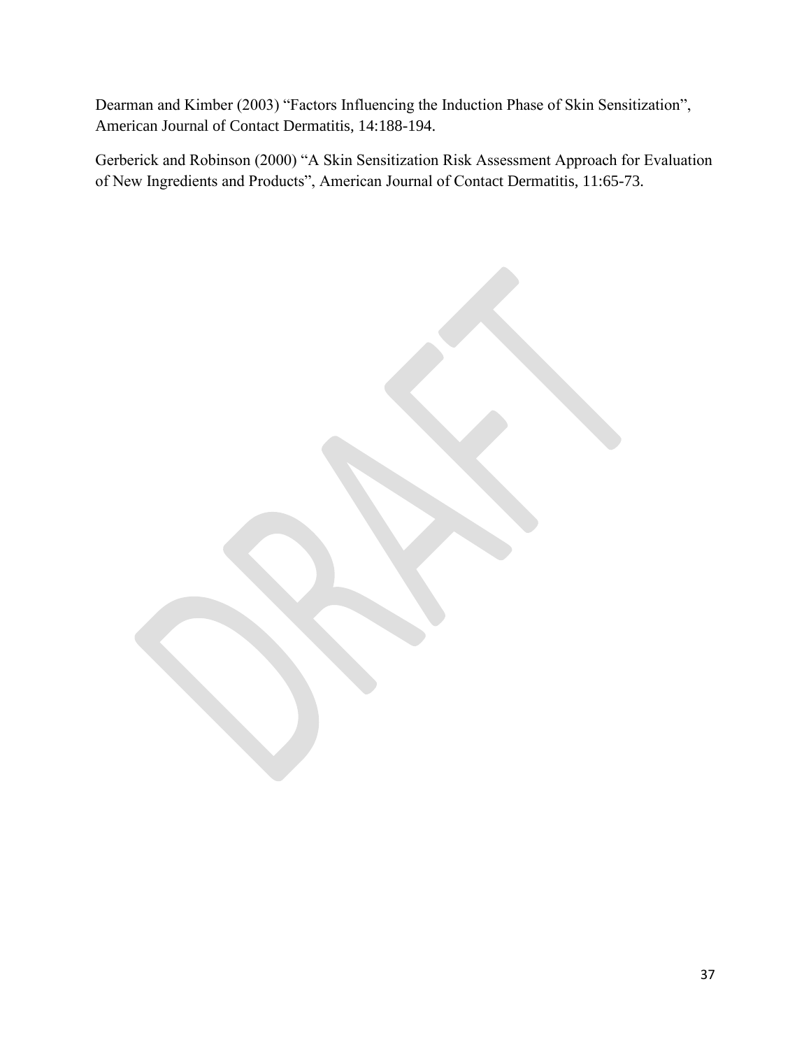Dearman and Kimber (2003) “Factors Influencing the Induction Phase of Skin Sensitization”, American Journal of Contact Dermatitis, 14:188-194.

Gerberick and Robinson (2000) “A Skin Sensitization Risk Assessment Approach for Evaluation of New Ingredients and Products”, American Journal of Contact Dermatitis, 11:65-73.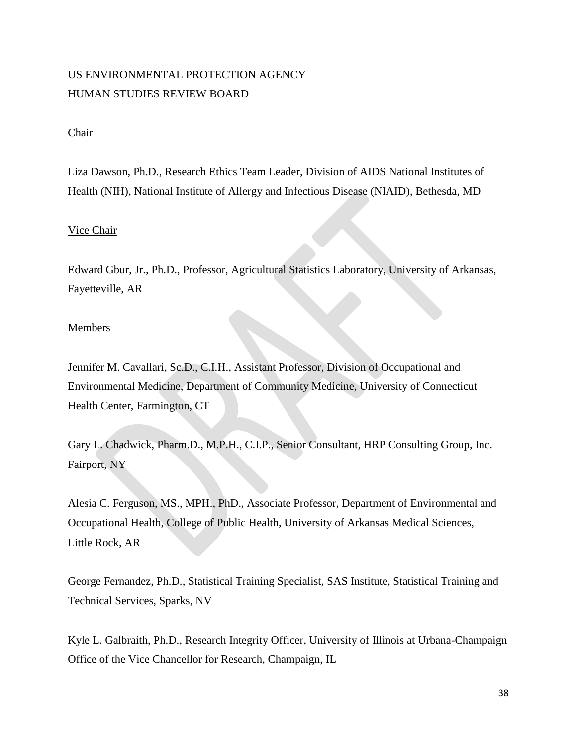US ENVIRONMENTAL PROTECTION AGENCY
HUMAN STUDIES REVIEW BOARD

Chair

Liza Dawson, Ph.D., Research Ethics Team Leader, Division of AIDS National Institutes of Health (NIH), National Institute of Allergy and Infectious Disease (NIAID), Bethesda, MD

Vice Chair

Edward Gbur, Jr., Ph.D., Professor, Agricultural Statistics Laboratory, University of Arkansas, Fayetteville, AR

Members

Jennifer M. Cavallari, Sc.D., C.I.H., Assistant Professor, Division of Occupational and Environmental Medicine, Department of Community Medicine, University of Connecticut Health Center, Farmington, CT

Gary L. Chadwick, Pharm.D., M.P.H., C.I.P., Senior Consultant, HRP Consulting Group, Inc. Fairport, NY

Alesia C. Ferguson, MS., MPH., PhD., Associate Professor, Department of Environmental and Occupational Health, College of Public Health, University of Arkansas Medical Sciences, Little Rock, AR

George Fernandez, Ph.D., Statistical Training Specialist, SAS Institute, Statistical Training and Technical Services, Sparks, NV

Kyle L. Galbraith, Ph.D., Research Integrity Officer, University of Illinois at Urbana-Champaign Office of the Vice Chancellor for Research, Champaign, IL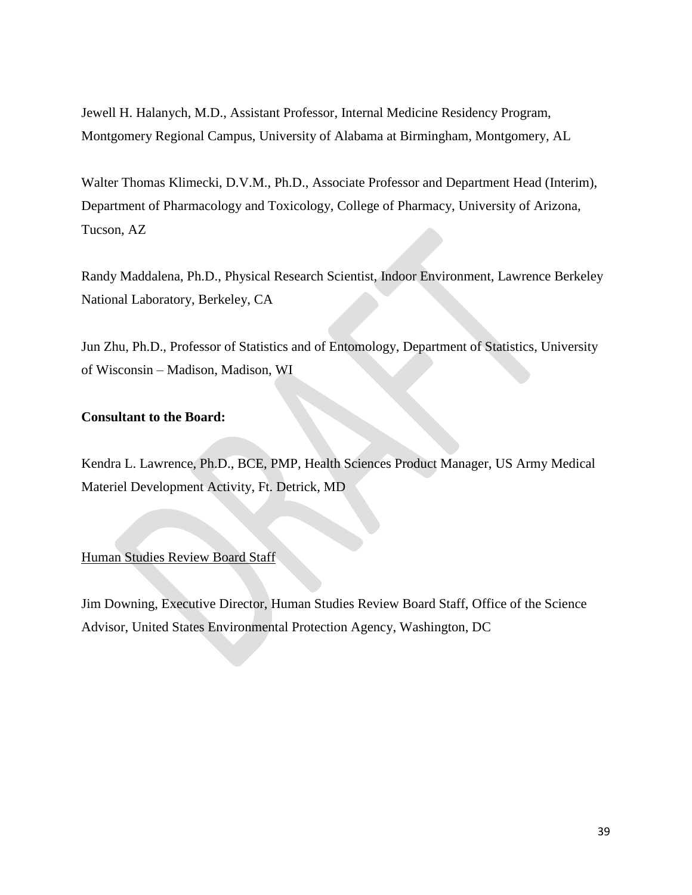Jewell H. Halanych, M.D., Assistant Professor, Internal Medicine Residency Program, Montgomery Regional Campus, University of Alabama at Birmingham, Montgomery, AL

Walter Thomas Klimecki, D.V.M., Ph.D., Associate Professor and Department Head (Interim), Department of Pharmacology and Toxicology, College of Pharmacy, University of Arizona, Tucson, AZ

Randy Maddalena, Ph.D., Physical Research Scientist, Indoor Environment, Lawrence Berkeley National Laboratory, Berkeley, CA

Jun Zhu, Ph.D., Professor of Statistics and of Entomology, Department of Statistics, University of Wisconsin – Madison, Madison, WI

**Consultant to the Board:**

Kendra L. Lawrence, Ph.D., BCE, PMP, Health Sciences Product Manager, US Army Medical Materiel Development Activity, Ft. Detrick, MD

Human Studies Review Board Staff

Jim Downing, Executive Director, Human Studies Review Board Staff, Office of the Science Advisor, United States Environmental Protection Agency, Washington, DC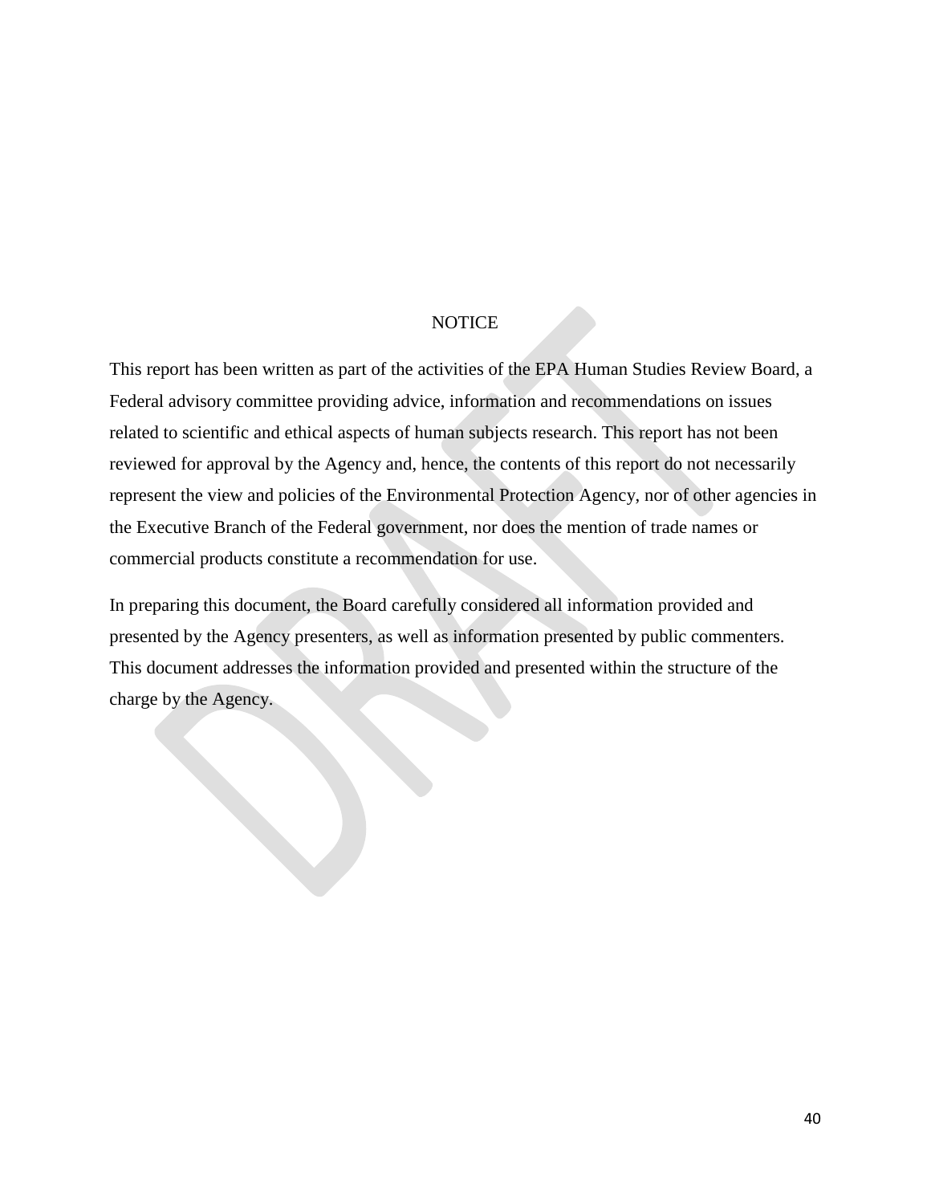# NOTICE

This report has been written as part of the activities of the EPA Human Studies Review Board, a Federal advisory committee providing advice, information and recommendations on issues related to scientific and ethical aspects of human subjects research. This report has not been reviewed for approval by the Agency and, hence, the contents of this report do not necessarily represent the view and policies of the Environmental Protection Agency, nor of other agencies in the Executive Branch of the Federal government, nor does the mention of trade names or commercial products constitute a recommendation for use.

In preparing this document, the Board carefully considered all information provided and presented by the Agency presenters, as well as information presented by public commenters. This document addresses the information provided and presented within the structure of the charge by the Agency.